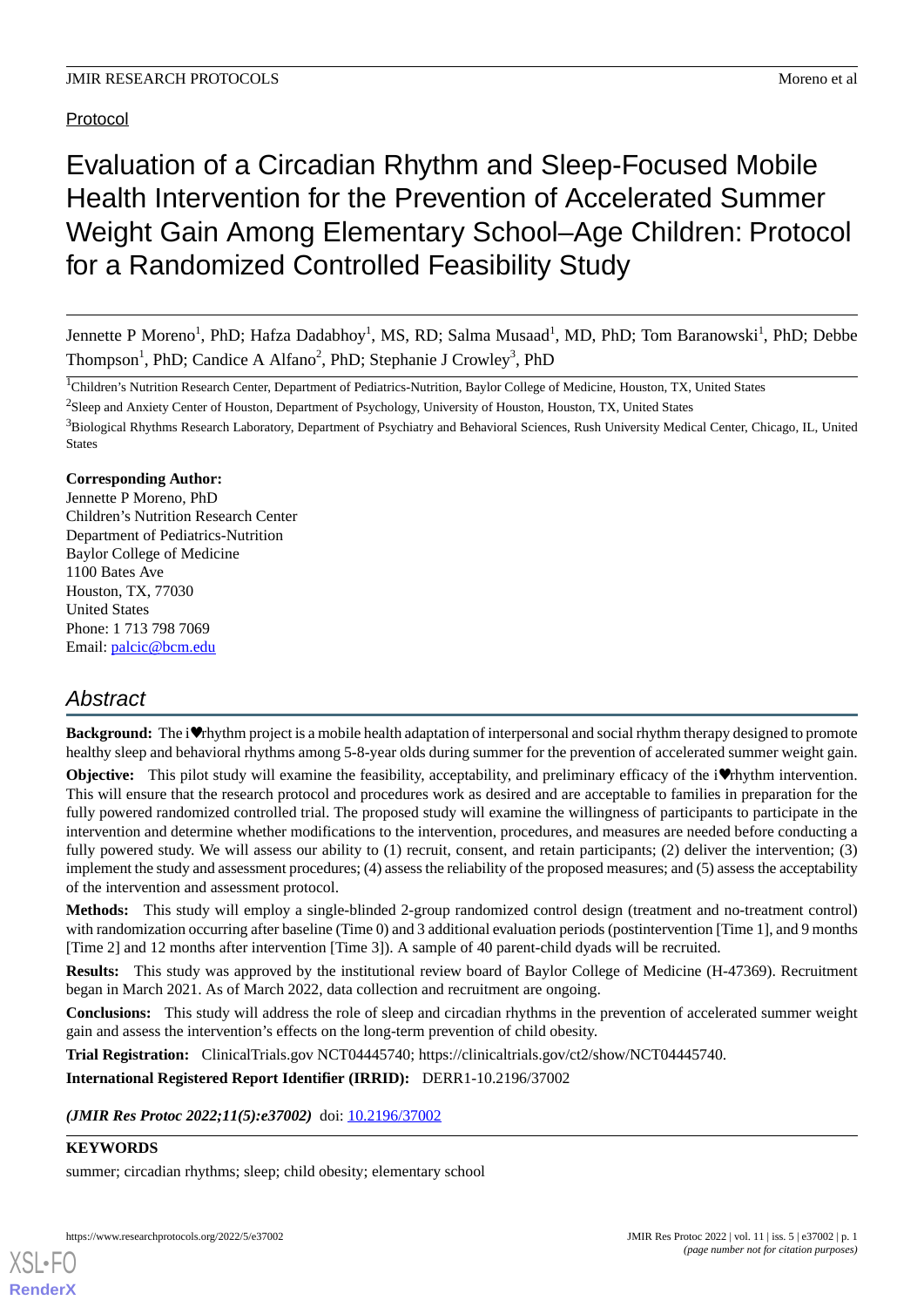Protocol

# Evaluation of a Circadian Rhythm and Sleep-Focused Mobile Health Intervention for the Prevention of Accelerated Summer Weight Gain Among Elementary School–Age Children: Protocol for a Randomized Controlled Feasibility Study

Jennette P Moreno[1], PhD; Hafza Dadabhoy[1], MS, RD; Salma Musaad[1], MD, PhD; Tom Baranowski[1], PhD; Debbe Thompson[1], PhD; Candice A Alfano[2], PhD; Stephanie J Crowley[3], PhD

[1]Children's Nutrition Research Center, Department of Pediatrics-Nutrition, Baylor College of Medicine, Houston, TX, United States

[2]Sleep and Anxiety Center of Houston, Department of Psychology, University of Houston, Houston, TX, United States

[3]Biological Rhythms Research Laboratory, Department of Psychiatry and Behavioral Sciences, Rush University Medical Center, Chicago, IL, United States

**Corresponding Author:**
Jennette P Moreno, PhD
Children's Nutrition Research Center
Department of Pediatrics-Nutrition
Baylor College of Medicine
1100 Bates Ave
Houston, TX, 77030
United States
Phone: 1 713 798 7069
Email: palcic@bcm.edu

## Abstract

**Background:** The i♥rhythm project is a mobile health adaptation of interpersonal and social rhythm therapy designed to promote healthy sleep and behavioral rhythms among 5-8-year olds during summer for the prevention of accelerated summer weight gain.

**Objective:** This pilot study will examine the feasibility, acceptability, and preliminary efficacy of the i♥rhythm intervention. This will ensure that the research protocol and procedures work as desired and are acceptable to families in preparation for the fully powered randomized controlled trial. The proposed study will examine the willingness of participants to participate in the intervention and determine whether modifications to the intervention, procedures, and measures are needed before conducting a fully powered study. We will assess our ability to (1) recruit, consent, and retain participants; (2) deliver the intervention; (3) implement the study and assessment procedures; (4) assess the reliability of the proposed measures; and (5) assess the acceptability of the intervention and assessment protocol.

**Methods:** This study will employ a single-blinded 2-group randomized control design (treatment and no-treatment control) with randomization occurring after baseline (Time 0) and 3 additional evaluation periods (postintervention [Time 1], and 9 months [Time 2] and 12 months after intervention [Time 3]). A sample of 40 parent-child dyads will be recruited.

**Results:** This study was approved by the institutional review board of Baylor College of Medicine (H-47369). Recruitment began in March 2021. As of March 2022, data collection and recruitment are ongoing.

**Conclusions:** This study will address the role of sleep and circadian rhythms in the prevention of accelerated summer weight gain and assess the intervention's effects on the long-term prevention of child obesity.

**Trial Registration:** ClinicalTrials.gov NCT04445740; https://clinicaltrials.gov/ct2/show/NCT04445740.

**International Registered Report Identifier (IRRID):** DERR1-10.2196/37002

***(JMIR Res Protoc 2022;11(5):e37002)*** doi: 10.2196/37002

**KEYWORDS**

summer; circadian rhythms; sleep; child obesity; elementary school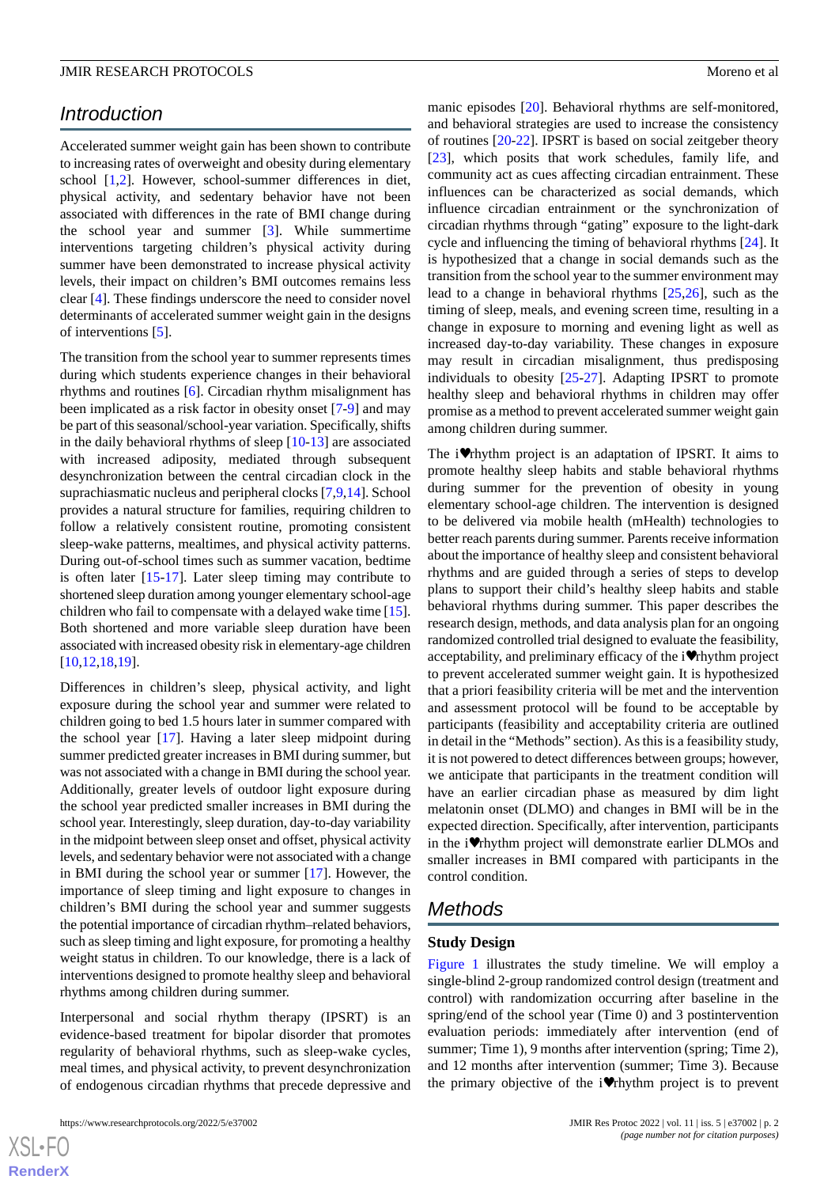## Introduction

Accelerated summer weight gain has been shown to contribute to increasing rates of overweight and obesity during elementary school [1,2]. However, school-summer differences in diet, physical activity, and sedentary behavior have not been associated with differences in the rate of BMI change during the school year and summer [3]. While summertime interventions targeting children's physical activity during summer have been demonstrated to increase physical activity levels, their impact on children's BMI outcomes remains less clear [4]. These findings underscore the need to consider novel determinants of accelerated summer weight gain in the designs of interventions [5].

The transition from the school year to summer represents times during which students experience changes in their behavioral rhythms and routines [6]. Circadian rhythm misalignment has been implicated as a risk factor in obesity onset [7-9] and may be part of this seasonal/school-year variation. Specifically, shifts in the daily behavioral rhythms of sleep [10-13] are associated with increased adiposity, mediated through subsequent desynchronization between the central circadian clock in the suprachiasmatic nucleus and peripheral clocks [7,9,14]. School provides a natural structure for families, requiring children to follow a relatively consistent routine, promoting consistent sleep-wake patterns, mealtimes, and physical activity patterns. During out-of-school times such as summer vacation, bedtime is often later [15-17]. Later sleep timing may contribute to shortened sleep duration among younger elementary school-age children who fail to compensate with a delayed wake time [15]. Both shortened and more variable sleep duration have been associated with increased obesity risk in elementary-age children [10,12,18,19].

Differences in children's sleep, physical activity, and light exposure during the school year and summer were related to children going to bed 1.5 hours later in summer compared with the school year [17]. Having a later sleep midpoint during summer predicted greater increases in BMI during summer, but was not associated with a change in BMI during the school year. Additionally, greater levels of outdoor light exposure during the school year predicted smaller increases in BMI during the school year. Interestingly, sleep duration, day-to-day variability in the midpoint between sleep onset and offset, physical activity levels, and sedentary behavior were not associated with a change in BMI during the school year or summer [17]. However, the importance of sleep timing and light exposure to changes in children's BMI during the school year and summer suggests the potential importance of circadian rhythm–related behaviors, such as sleep timing and light exposure, for promoting a healthy weight status in children. To our knowledge, there is a lack of interventions designed to promote healthy sleep and behavioral rhythms among children during summer.

Interpersonal and social rhythm therapy (IPSRT) is an evidence-based treatment for bipolar disorder that promotes regularity of behavioral rhythms, such as sleep-wake cycles, meal times, and physical activity, to prevent desynchronization of endogenous circadian rhythms that precede depressive and manic episodes [20]. Behavioral rhythms are self-monitored, and behavioral strategies are used to increase the consistency of routines [20-22]. IPSRT is based on social zeitgeber theory [23], which posits that work schedules, family life, and community act as cues affecting circadian entrainment. These influences can be characterized as social demands, which influence circadian entrainment or the synchronization of circadian rhythms through "gating" exposure to the light-dark cycle and influencing the timing of behavioral rhythms [24]. It is hypothesized that a change in social demands such as the transition from the school year to the summer environment may lead to a change in behavioral rhythms [25,26], such as the timing of sleep, meals, and evening screen time, resulting in a change in exposure to morning and evening light as well as increased day-to-day variability. These changes in exposure may result in circadian misalignment, thus predisposing individuals to obesity [25-27]. Adapting IPSRT to promote healthy sleep and behavioral rhythms in children may offer promise as a method to prevent accelerated summer weight gain among children during summer.

The i♥rhythm project is an adaptation of IPSRT. It aims to promote healthy sleep habits and stable behavioral rhythms during summer for the prevention of obesity in young elementary school-age children. The intervention is designed to be delivered via mobile health (mHealth) technologies to better reach parents during summer. Parents receive information about the importance of healthy sleep and consistent behavioral rhythms and are guided through a series of steps to develop plans to support their child's healthy sleep habits and stable behavioral rhythms during summer. This paper describes the research design, methods, and data analysis plan for an ongoing randomized controlled trial designed to evaluate the feasibility, acceptability, and preliminary efficacy of the i♥rhythm project to prevent accelerated summer weight gain. It is hypothesized that a priori feasibility criteria will be met and the intervention and assessment protocol will be found to be acceptable by participants (feasibility and acceptability criteria are outlined in detail in the "Methods" section). As this is a feasibility study, it is not powered to detect differences between groups; however, we anticipate that participants in the treatment condition will have an earlier circadian phase as measured by dim light melatonin onset (DLMO) and changes in BMI will be in the expected direction. Specifically, after intervention, participants in the i♥rhythm project will demonstrate earlier DLMOs and smaller increases in BMI compared with participants in the control condition.

## Methods

### Study Design

Figure 1 illustrates the study timeline. We will employ a single-blind 2-group randomized control design (treatment and control) with randomization occurring after baseline in the spring/end of the school year (Time 0) and 3 postintervention evaluation periods: immediately after intervention (end of summer; Time 1), 9 months after intervention (spring; Time 2), and 12 months after intervention (summer; Time 3). Because the primary objective of the i♥rhythm project is to prevent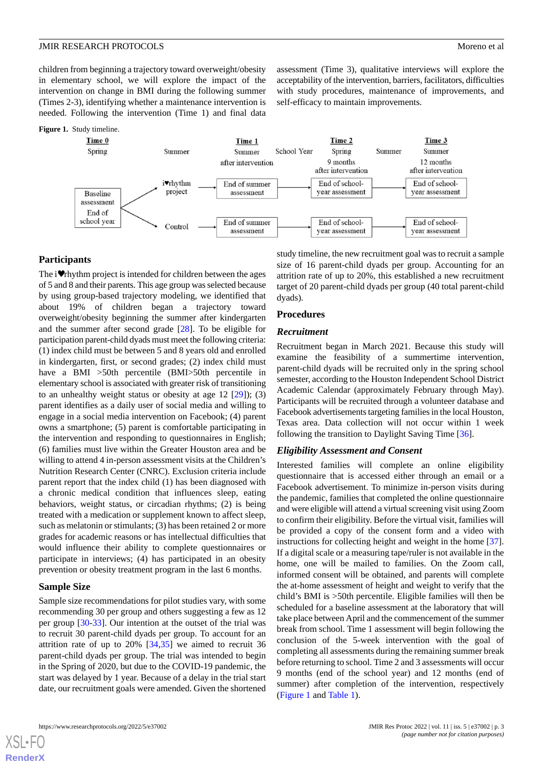children from beginning a trajectory toward overweight/obesity in elementary school, we will explore the impact of the intervention on change in BMI during the following summer (Times 2-3), identifying whether a maintenance intervention is needed. Following the intervention (Time 1) and final data assessment (Time 3), qualitative interviews will explore the acceptability of the intervention, barriers, facilitators, difficulties with study procedures, maintenance of improvements, and self-efficacy to maintain improvements.

**Figure 1.** Study timeline.

| Time 0 | | Time 1 | | Time 2 | | Time 3 |
|---|---|---|---|---|---|---|
| Spring | Summer | Summer after intervention | School Year | Spring 9 months after intervention | Summer | Summer 12 months after intervention |
| Baseline assessment End of school year | i♥rhythm project | End of summer assessment | | End of school-year assessment | | End of school-year assessment |
| | Control | End of summer assessment | | End of school-year assessment | | End of school-year assessment |

## Participants

The i♥rhythm project is intended for children between the ages of 5 and 8 and their parents. This age group was selected because by using group-based trajectory modeling, we identified that about 19% of children began a trajectory toward overweight/obesity beginning the summer after kindergarten and the summer after second grade [28]. To be eligible for participation parent-child dyads must meet the following criteria: (1) index child must be between 5 and 8 years old and enrolled in kindergarten, first, or second grades; (2) index child must have a BMI >50th percentile (BMI>50th percentile in elementary school is associated with greater risk of transitioning to an unhealthy weight status or obesity at age 12 [29]); (3) parent identifies as a daily user of social media and willing to engage in a social media intervention on Facebook; (4) parent owns a smartphone; (5) parent is comfortable participating in the intervention and responding to questionnaires in English; (6) families must live within the Greater Houston area and be willing to attend 4 in-person assessment visits at the Children's Nutrition Research Center (CNRC). Exclusion criteria include parent report that the index child (1) has been diagnosed with a chronic medical condition that influences sleep, eating behaviors, weight status, or circadian rhythms; (2) is being treated with a medication or supplement known to affect sleep, such as melatonin or stimulants; (3) has been retained 2 or more grades for academic reasons or has intellectual difficulties that would influence their ability to complete questionnaires or participate in interviews; (4) has participated in an obesity prevention or obesity treatment program in the last 6 months.

## Sample Size

Sample size recommendations for pilot studies vary, with some recommending 30 per group and others suggesting a few as 12 per group [30-33]. Our intention at the outset of the trial was to recruit 30 parent-child dyads per group. To account for an attrition rate of up to 20% [34,35] we aimed to recruit 36 parent-child dyads per group. The trial was intended to begin in the Spring of 2020, but due to the COVID-19 pandemic, the start was delayed by 1 year. Because of a delay in the trial start date, our recruitment goals were amended. Given the shortened study timeline, the new recruitment goal was to recruit a sample size of 16 parent-child dyads per group. Accounting for an attrition rate of up to 20%, this established a new recruitment target of 20 parent-child dyads per group (40 total parent-child dyads).

## Procedures

### *Recruitment*

Recruitment began in March 2021. Because this study will examine the feasibility of a summertime intervention, parent-child dyads will be recruited only in the spring school semester, according to the Houston Independent School District Academic Calendar (approximately February through May). Participants will be recruited through a volunteer database and Facebook advertisements targeting families in the local Houston, Texas area. Data collection will not occur within 1 week following the transition to Daylight Saving Time [36].

### *Eligibility Assessment and Consent*

Interested families will complete an online eligibility questionnaire that is accessed either through an email or a Facebook advertisement. To minimize in-person visits during the pandemic, families that completed the online questionnaire and were eligible will attend a virtual screening visit using Zoom to confirm their eligibility. Before the virtual visit, families will be provided a copy of the consent form and a video with instructions for collecting height and weight in the home [37]. If a digital scale or a measuring tape/ruler is not available in the home, one will be mailed to families. On the Zoom call, informed consent will be obtained, and parents will complete the at-home assessment of height and weight to verify that the child's BMI is >50th percentile. Eligible families will then be scheduled for a baseline assessment at the laboratory that will take place between April and the commencement of the summer break from school. Time 1 assessment will begin following the conclusion of the 5-week intervention with the goal of completing all assessments during the remaining summer break before returning to school. Time 2 and 3 assessments will occur 9 months (end of the school year) and 12 months (end of summer) after completion of the intervention, respectively (Figure 1 and Table 1).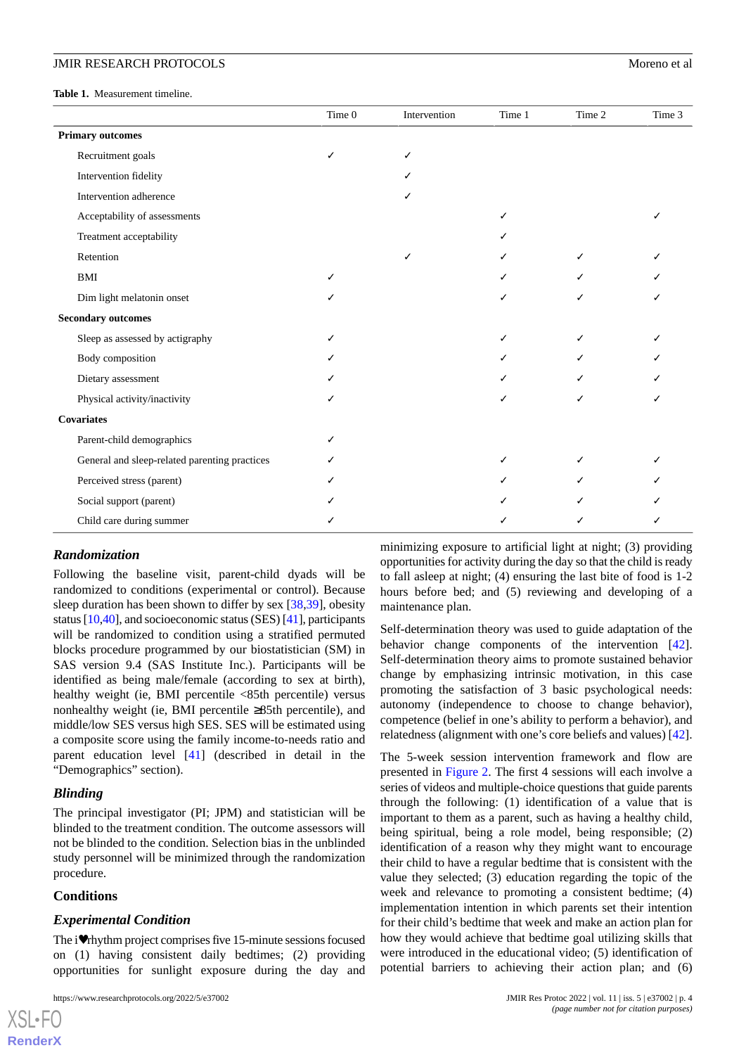**Table 1.** Measurement timeline.

| | Time 0 | Intervention | Time 1 | Time 2 | Time 3 |
|---|---|---|---|---|---|
| **Primary outcomes** | | | | | |
| Recruitment goals | ✓ | ✓ | | | |
| Intervention fidelity | | ✓ | | | |
| Intervention adherence | | ✓ | | | |
| Acceptability of assessments | | | ✓ | | ✓ |
| Treatment acceptability | | | ✓ | | |
| Retention | | ✓ | ✓ | ✓ | ✓ |
| BMI | ✓ | | ✓ | ✓ | ✓ |
| Dim light melatonin onset | ✓ | | ✓ | ✓ | ✓ |
| **Secondary outcomes** | | | | | |
| Sleep as assessed by actigraphy | ✓ | | ✓ | ✓ | ✓ |
| Body composition | ✓ | | ✓ | ✓ | ✓ |
| Dietary assessment | ✓ | | ✓ | ✓ | ✓ |
| Physical activity/inactivity | ✓ | | ✓ | ✓ | ✓ |
| **Covariates** | | | | | |
| Parent-child demographics | ✓ | | | | |
| General and sleep-related parenting practices | ✓ | | ✓ | ✓ | ✓ |
| Perceived stress (parent) | ✓ | | ✓ | ✓ | ✓ |
| Social support (parent) | ✓ | | ✓ | ✓ | ✓ |
| Child care during summer | ✓ | | ✓ | ✓ | ✓ |

### *Randomization*

Following the baseline visit, parent-child dyads will be randomized to conditions (experimental or control). Because sleep duration has been shown to differ by sex [38,39], obesity status [10,40], and socioeconomic status (SES) [41], participants will be randomized to condition using a stratified permuted blocks procedure programmed by our biostatistician (SM) in SAS version 9.4 (SAS Institute Inc.). Participants will be identified as being male/female (according to sex at birth), healthy weight (ie, BMI percentile <85th percentile) versus nonhealthy weight (ie, BMI percentile ≥85th percentile), and middle/low SES versus high SES. SES will be estimated using a composite score using the family income-to-needs ratio and parent education level [41] (described in detail in the "Demographics" section).

### *Blinding*

The principal investigator (PI; JPM) and statistician will be blinded to the treatment condition. The outcome assessors will not be blinded to the condition. Selection bias in the unblinded study personnel will be minimized through the randomization procedure.

## Conditions

### *Experimental Condition*

The i♥rhythm project comprises five 15-minute sessions focused on (1) having consistent daily bedtimes; (2) providing opportunities for sunlight exposure during the day and minimizing exposure to artificial light at night; (3) providing opportunities for activity during the day so that the child is ready to fall asleep at night; (4) ensuring the last bite of food is 1-2 hours before bed; and (5) reviewing and developing of a maintenance plan.

Self-determination theory was used to guide adaptation of the behavior change components of the intervention [42]. Self-determination theory aims to promote sustained behavior change by emphasizing intrinsic motivation, in this case promoting the satisfaction of 3 basic psychological needs: autonomy (independence to choose to change behavior), competence (belief in one's ability to perform a behavior), and relatedness (alignment with one's core beliefs and values) [42].

The 5-week session intervention framework and flow are presented in Figure 2. The first 4 sessions will each involve a series of videos and multiple-choice questions that guide parents through the following: (1) identification of a value that is important to them as a parent, such as having a healthy child, being spiritual, being a role model, being responsible; (2) identification of a reason why they might want to encourage their child to have a regular bedtime that is consistent with the value they selected; (3) education regarding the topic of the week and relevance to promoting a consistent bedtime; (4) implementation intention in which parents set their intention for their child's bedtime that week and make an action plan for how they would achieve that bedtime goal utilizing skills that were introduced in the educational video; (5) identification of potential barriers to achieving their action plan; and (6)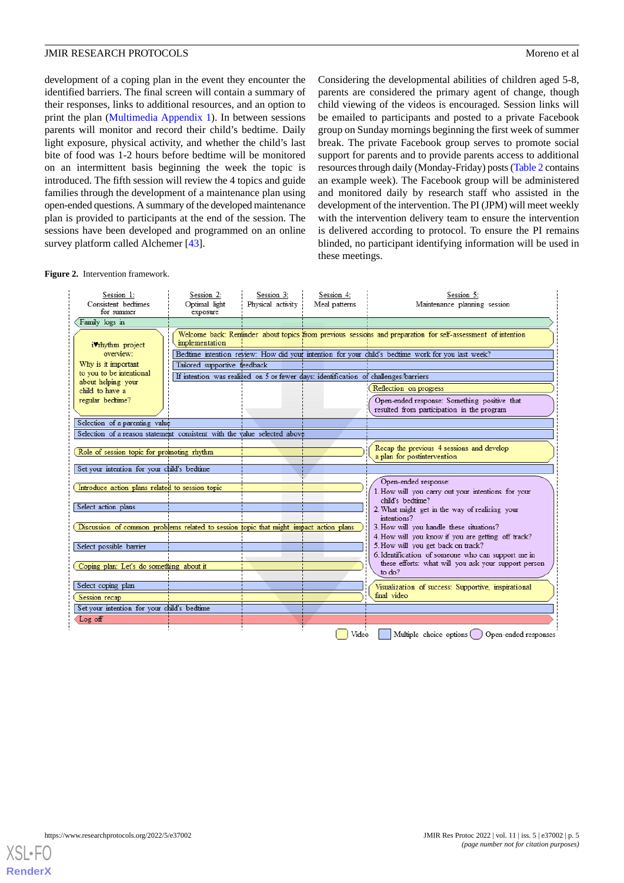development of a coping plan in the event they encounter the identified barriers. The final screen will contain a summary of their responses, links to additional resources, and an option to print the plan (Multimedia Appendix 1). In between sessions parents will monitor and record their child's bedtime. Daily light exposure, physical activity, and whether the child's last bite of food was 1-2 hours before bedtime will be monitored on an intermittent basis beginning the week the topic is introduced. The fifth session will review the 4 topics and guide families through the development of a maintenance plan using open-ended questions. A summary of the developed maintenance plan is provided to participants at the end of the session. The sessions have been developed and programmed on an online survey platform called Alchemer [43].

Considering the developmental abilities of children aged 5-8, parents are considered the primary agent of change, though child viewing of the videos is encouraged. Session links will be emailed to participants and posted to a private Facebook group on Sunday mornings beginning the first week of summer break. The private Facebook group serves to promote social support for parents and to provide parents access to additional resources through daily (Monday-Friday) posts (Table 2 contains an example week). The Facebook group will be administered and monitored daily by research staff who assisted in the development of the intervention. The PI (JPM) will meet weekly with the intervention delivery team to ensure the intervention is delivered according to protocol. To ensure the PI remains blinded, no participant identifying information will be used in these meetings.

**Figure 2.** Intervention framework.

| Session 1: Consistent bedtimes for summer | Session 2: Optimal light exposure | Session 3: Physical activity | Session 4: Meal patterns | Session 5: Maintenance planning session |
|---|---|---|---|---|

- Family logs in
- i♥rhythm project overview: Why is it important to you to be intentional about helping your child to have a regular bedtime? (Session 1)
- Welcome back: Reminder about topics from previous sessions and preparation for self-assessment of intention implementation (Sessions 2-5)
- Bedtime intention review: How did your intention for your child's bedtime work for you last week? (Sessions 2-5)
- Tailored supportive feedback (Sessions 2-5)
- If intention was realized on 5 or fewer days: identification of challenges/barriers (Sessions 2-5)
- Reflection on progress (Session 5)
- Open-ended response: Something positive that resulted from participation in the program (Session 5)
- Selection of a parenting value
- Selection of a reason statement consistent with the value selected above
- Role of session topic for promoting rhythm
- Recap the previous 4 sessions and develop a plan for postintervention (Session 5)
- Set your intention for your child's bedtime
- Introduce action plans related to session topic
- Select action plans
- Discussion of common problems related to session topic that might impact action plans
- Select possible barrier
- Coping plan: Let's do something about it
- Select coping plan
- Session recap
- Open-ended response (Session 5):
  1. How will you carry out your intentions for your child's bedtime?
  2. What might get in the way of realizing your intentions?
  3. How will you handle these situations?
  4. How will you know if you are getting off track?
  5. How will you get back on track?
  6. Identification of someone who can support me in these efforts: what will you ask your support person to do?
- Visualization of success: Supportive, inspirational final video (Session 5)
- Set your intention for your child's bedtime
- Log off

Legend: Video; Multiple choice options; Open-ended responses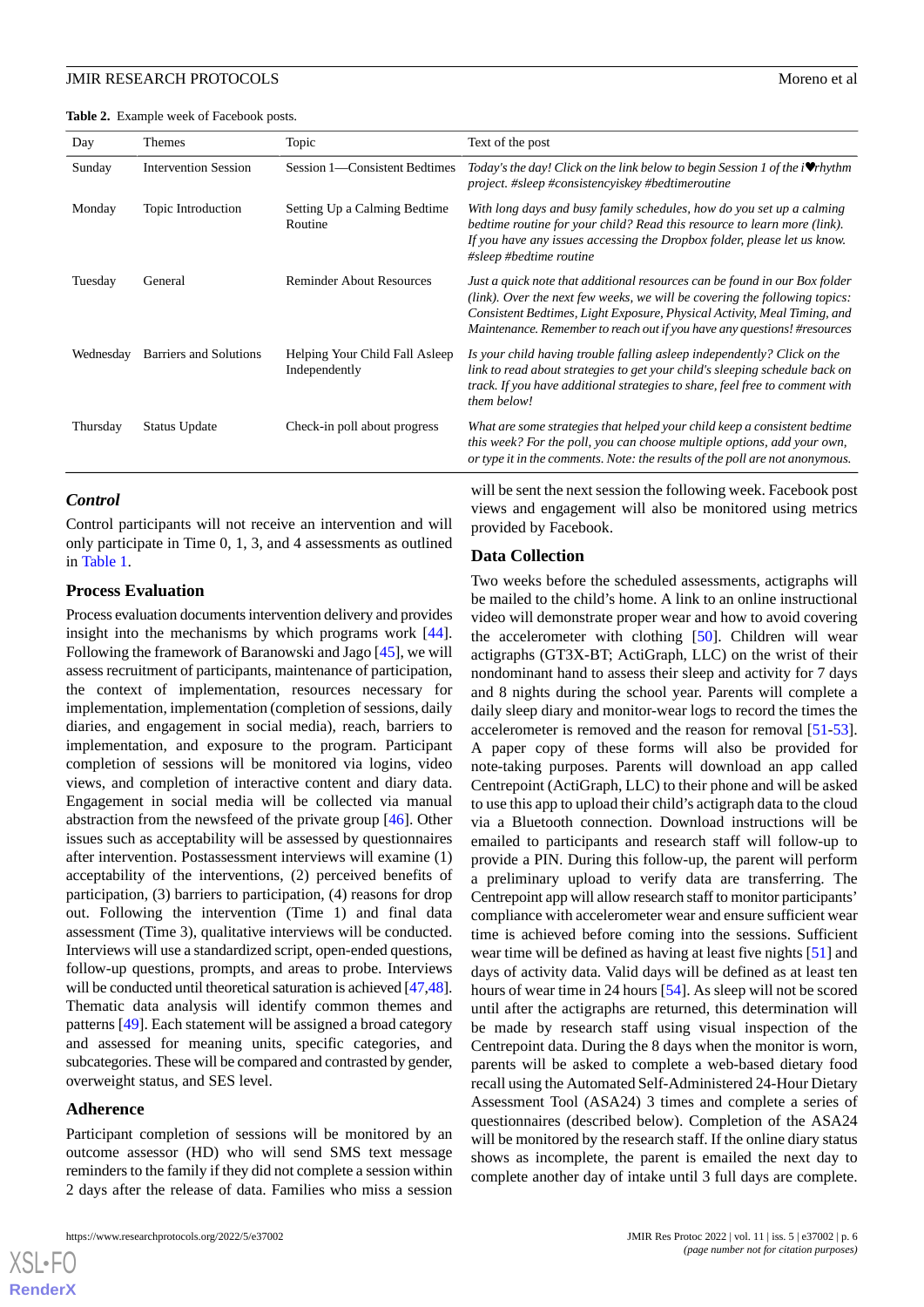**Table 2.** Example week of Facebook posts.

| Day | Themes | Topic | Text of the post |
|---|---|---|---|
| Sunday | Intervention Session | Session 1—Consistent Bedtimes | *Today's the day! Click on the link below to begin Session 1 of the i♥rhythm project. #sleep #consistencyiskey #bedtimeroutine* |
| Monday | Topic Introduction | Setting Up a Calming Bedtime Routine | *With long days and busy family schedules, how do you set up a calming bedtime routine for your child? Read this resource to learn more (link). If you have any issues accessing the Dropbox folder, please let us know. #sleep #bedtime routine* |
| Tuesday | General | Reminder About Resources | *Just a quick note that additional resources can be found in our Box folder (link). Over the next few weeks, we will be covering the following topics: Consistent Bedtimes, Light Exposure, Physical Activity, Meal Timing, and Maintenance. Remember to reach out if you have any questions! #resources* |
| Wednesday | Barriers and Solutions | Helping Your Child Fall Asleep Independently | *Is your child having trouble falling asleep independently? Click on the link to read about strategies to get your child's sleeping schedule back on track. If you have additional strategies to share, feel free to comment with them below!* |
| Thursday | Status Update | Check-in poll about progress | *What are some strategies that helped your child keep a consistent bedtime this week? For the poll, you can choose multiple options, add your own, or type it in the comments. Note: the results of the poll are not anonymous.* |

### Control

Control participants will not receive an intervention and will only participate in Time 0, 1, 3, and 4 assessments as outlined in Table 1.

### Process Evaluation

Process evaluation documents intervention delivery and provides insight into the mechanisms by which programs work [44]. Following the framework of Baranowski and Jago [45], we will assess recruitment of participants, maintenance of participation, the context of implementation, resources necessary for implementation, implementation (completion of sessions, daily diaries, and engagement in social media), reach, barriers to implementation, and exposure to the program. Participant completion of sessions will be monitored via logins, video views, and completion of interactive content and diary data. Engagement in social media will be collected via manual abstraction from the newsfeed of the private group [46]. Other issues such as acceptability will be assessed by questionnaires after intervention. Postassessment interviews will examine (1) acceptability of the interventions, (2) perceived benefits of participation, (3) barriers to participation, (4) reasons for drop out. Following the intervention (Time 1) and final data assessment (Time 3), qualitative interviews will be conducted. Interviews will use a standardized script, open-ended questions, follow-up questions, prompts, and areas to probe. Interviews will be conducted until theoretical saturation is achieved [47,48]. Thematic data analysis will identify common themes and patterns [49]. Each statement will be assigned a broad category and assessed for meaning units, specific categories, and subcategories. These will be compared and contrasted by gender, overweight status, and SES level.

### Adherence

Participant completion of sessions will be monitored by an outcome assessor (HD) who will send SMS text message reminders to the family if they did not complete a session within 2 days after the release of data. Families who miss a session will be sent the next session the following week. Facebook post views and engagement will also be monitored using metrics provided by Facebook.

### Data Collection

Two weeks before the scheduled assessments, actigraphs will be mailed to the child's home. A link to an online instructional video will demonstrate proper wear and how to avoid covering the accelerometer with clothing [50]. Children will wear actigraphs (GT3X-BT; ActiGraph, LLC) on the wrist of their nondominant hand to assess their sleep and activity for 7 days and 8 nights during the school year. Parents will complete a daily sleep diary and monitor-wear logs to record the times the accelerometer is removed and the reason for removal [51-53]. A paper copy of these forms will also be provided for note-taking purposes. Parents will download an app called Centrepoint (ActiGraph, LLC) to their phone and will be asked to use this app to upload their child's actigraph data to the cloud via a Bluetooth connection. Download instructions will be emailed to participants and research staff will follow-up to provide a PIN. During this follow-up, the parent will perform a preliminary upload to verify data are transferring. The Centrepoint app will allow research staff to monitor participants' compliance with accelerometer wear and ensure sufficient wear time is achieved before coming into the sessions. Sufficient wear time will be defined as having at least five nights [51] and days of activity data. Valid days will be defined as at least ten hours of wear time in 24 hours [54]. As sleep will not be scored until after the actigraphs are returned, this determination will be made by research staff using visual inspection of the Centrepoint data. During the 8 days when the monitor is worn, parents will be asked to complete a web-based dietary food recall using the Automated Self-Administered 24-Hour Dietary Assessment Tool (ASA24) 3 times and complete a series of questionnaires (described below). Completion of the ASA24 will be monitored by the research staff. If the online diary status shows as incomplete, the parent is emailed the next day to complete another day of intake until 3 full days are complete.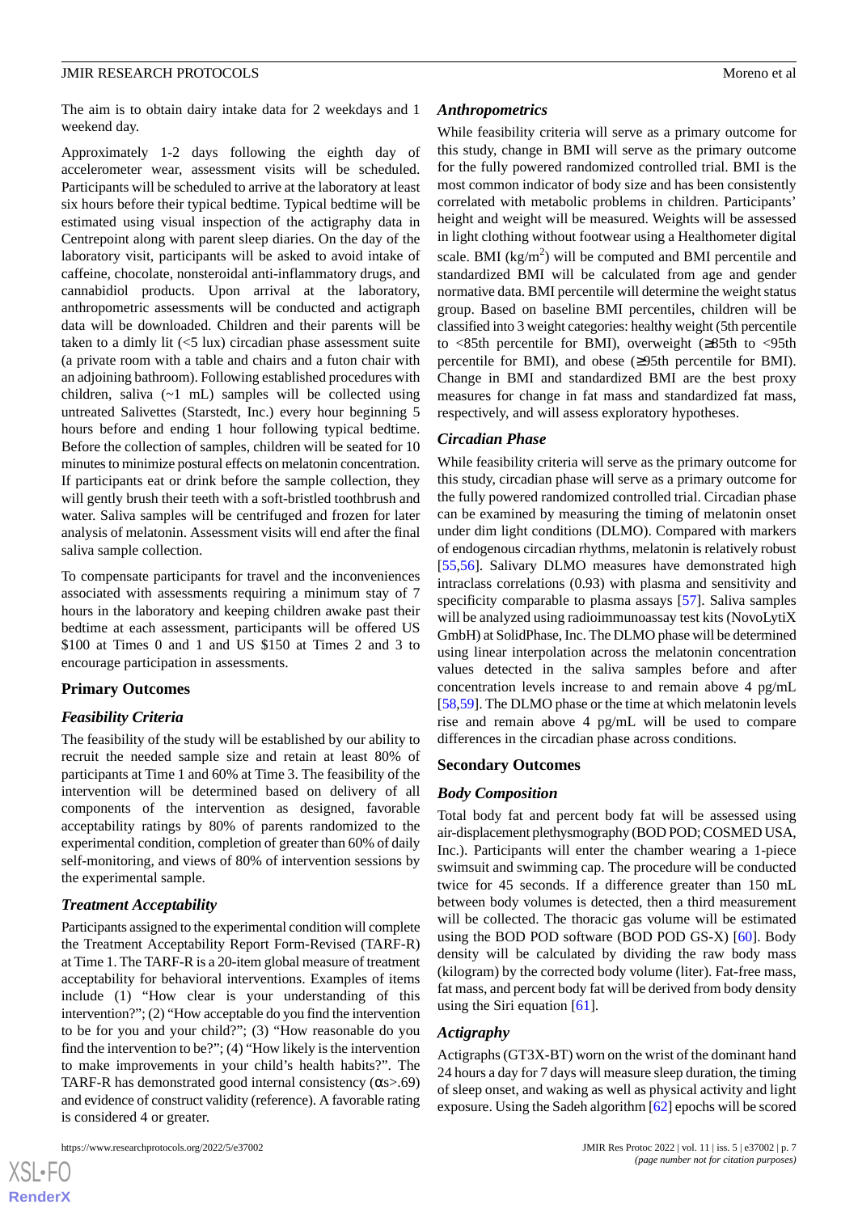The aim is to obtain dairy intake data for 2 weekdays and 1 weekend day.

Approximately 1-2 days following the eighth day of accelerometer wear, assessment visits will be scheduled. Participants will be scheduled to arrive at the laboratory at least six hours before their typical bedtime. Typical bedtime will be estimated using visual inspection of the actigraphy data in Centrepoint along with parent sleep diaries. On the day of the laboratory visit, participants will be asked to avoid intake of caffeine, chocolate, nonsteroidal anti-inflammatory drugs, and cannabidiol products. Upon arrival at the laboratory, anthropometric assessments will be conducted and actigraph data will be downloaded. Children and their parents will be taken to a dimly lit (<5 lux) circadian phase assessment suite (a private room with a table and chairs and a futon chair with an adjoining bathroom). Following established procedures with children, saliva (~1 mL) samples will be collected using untreated Salivettes (Starstedt, Inc.) every hour beginning 5 hours before and ending 1 hour following typical bedtime. Before the collection of samples, children will be seated for 10 minutes to minimize postural effects on melatonin concentration. If participants eat or drink before the sample collection, they will gently brush their teeth with a soft-bristled toothbrush and water. Saliva samples will be centrifuged and frozen for later analysis of melatonin. Assessment visits will end after the final saliva sample collection.

To compensate participants for travel and the inconveniences associated with assessments requiring a minimum stay of 7 hours in the laboratory and keeping children awake past their bedtime at each assessment, participants will be offered US $100 at Times 0 and 1 and US $150 at Times 2 and 3 to encourage participation in assessments.

## Primary Outcomes

### *Feasibility Criteria*

The feasibility of the study will be established by our ability to recruit the needed sample size and retain at least 80% of participants at Time 1 and 60% at Time 3. The feasibility of the intervention will be determined based on delivery of all components of the intervention as designed, favorable acceptability ratings by 80% of parents randomized to the experimental condition, completion of greater than 60% of daily self-monitoring, and views of 80% of intervention sessions by the experimental sample.

### *Treatment Acceptability*

Participants assigned to the experimental condition will complete the Treatment Acceptability Report Form-Revised (TARF-R) at Time 1. The TARF-R is a 20-item global measure of treatment acceptability for behavioral interventions. Examples of items include (1) "How clear is your understanding of this intervention?"; (2) "How acceptable do you find the intervention to be for you and your child?"; (3) "How reasonable do you find the intervention to be?"; (4) "How likely is the intervention to make improvements in your child's health habits?". The TARF-R has demonstrated good internal consistency (αs>.69) and evidence of construct validity (reference). A favorable rating is considered 4 or greater.

### *Anthropometrics*

While feasibility criteria will serve as a primary outcome for this study, change in BMI will serve as the primary outcome for the fully powered randomized controlled trial. BMI is the most common indicator of body size and has been consistently correlated with metabolic problems in children. Participants' height and weight will be measured. Weights will be assessed in light clothing without footwear using a Healthometer digital scale. BMI ($kg/m^2$) will be computed and BMI percentile and standardized BMI will be calculated from age and gender normative data. BMI percentile will determine the weight status group. Based on baseline BMI percentiles, children will be classified into 3 weight categories: healthy weight (5th percentile to <85th percentile for BMI), overweight (≥85th to <95th percentile for BMI), and obese (≥95th percentile for BMI). Change in BMI and standardized BMI are the best proxy measures for change in fat mass and standardized fat mass, respectively, and will assess exploratory hypotheses.

### *Circadian Phase*

While feasibility criteria will serve as the primary outcome for this study, circadian phase will serve as a primary outcome for the fully powered randomized controlled trial. Circadian phase can be examined by measuring the timing of melatonin onset under dim light conditions (DLMO). Compared with markers of endogenous circadian rhythms, melatonin is relatively robust [55,56]. Salivary DLMO measures have demonstrated high intraclass correlations (0.93) with plasma and sensitivity and specificity comparable to plasma assays [57]. Saliva samples will be analyzed using radioimmunoassay test kits (NovoLytiX GmbH) at SolidPhase, Inc. The DLMO phase will be determined using linear interpolation across the melatonin concentration values detected in the saliva samples before and after concentration levels increase to and remain above 4 pg/mL [58,59]. The DLMO phase or the time at which melatonin levels rise and remain above 4 pg/mL will be used to compare differences in the circadian phase across conditions.

## Secondary Outcomes

### *Body Composition*

Total body fat and percent body fat will be assessed using air-displacement plethysmography (BOD POD; COSMED USA, Inc.). Participants will enter the chamber wearing a 1-piece swimsuit and swimming cap. The procedure will be conducted twice for 45 seconds. If a difference greater than 150 mL between body volumes is detected, then a third measurement will be collected. The thoracic gas volume will be estimated using the BOD POD software (BOD POD GS-X) [60]. Body density will be calculated by dividing the raw body mass (kilogram) by the corrected body volume (liter). Fat-free mass, fat mass, and percent body fat will be derived from body density using the Siri equation [61].

### *Actigraphy*

Actigraphs (GT3X-BT) worn on the wrist of the dominant hand 24 hours a day for 7 days will measure sleep duration, the timing of sleep onset, and waking as well as physical activity and light exposure. Using the Sadeh algorithm [62] epochs will be scored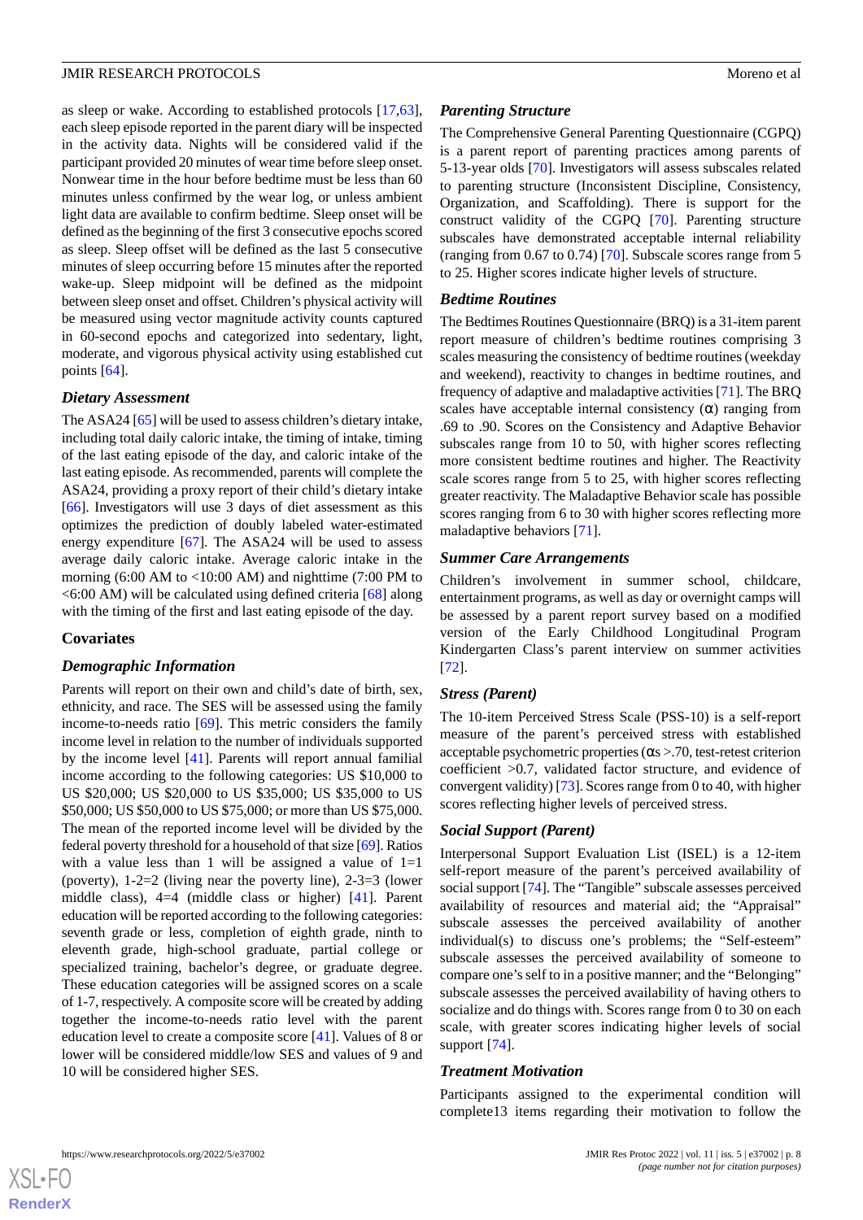as sleep or wake. According to established protocols [17,63], each sleep episode reported in the parent diary will be inspected in the activity data. Nights will be considered valid if the participant provided 20 minutes of wear time before sleep onset. Nonwear time in the hour before bedtime must be less than 60 minutes unless confirmed by the wear log, or unless ambient light data are available to confirm bedtime. Sleep onset will be defined as the beginning of the first 3 consecutive epochs scored as sleep. Sleep offset will be defined as the last 5 consecutive minutes of sleep occurring before 15 minutes after the reported wake-up. Sleep midpoint will be defined as the midpoint between sleep onset and offset. Children's physical activity will be measured using vector magnitude activity counts captured in 60-second epochs and categorized into sedentary, light, moderate, and vigorous physical activity using established cut points [64].

### Dietary Assessment

The ASA24 [65] will be used to assess children's dietary intake, including total daily caloric intake, the timing of intake, timing of the last eating episode of the day, and caloric intake of the last eating episode. As recommended, parents will complete the ASA24, providing a proxy report of their child's dietary intake [66]. Investigators will use 3 days of diet assessment as this optimizes the prediction of doubly labeled water-estimated energy expenditure [67]. The ASA24 will be used to assess average daily caloric intake. Average caloric intake in the morning (6:00 AM to <10:00 AM) and nighttime (7:00 PM to <6:00 AM) will be calculated using defined criteria [68] along with the timing of the first and last eating episode of the day.

## Covariates

### Demographic Information

Parents will report on their own and child's date of birth, sex, ethnicity, and race. The SES will be assessed using the family income-to-needs ratio [69]. This metric considers the family income level in relation to the number of individuals supported by the income level [41]. Parents will report annual familial income according to the following categories: US $10,000 to US $20,000; US $20,000 to US $35,000; US $35,000 to US $50,000; US $50,000 to US $75,000; or more than US $75,000. The mean of the reported income level will be divided by the federal poverty threshold for a household of that size [69]. Ratios with a value less than 1 will be assigned a value of 1=1 (poverty), 1-2=2 (living near the poverty line), 2-3=3 (lower middle class), 4=4 (middle class or higher) [41]. Parent education will be reported according to the following categories: seventh grade or less, completion of eighth grade, ninth to eleventh grade, high-school graduate, partial college or specialized training, bachelor's degree, or graduate degree. These education categories will be assigned scores on a scale of 1-7, respectively. A composite score will be created by adding together the income-to-needs ratio level with the parent education level to create a composite score [41]. Values of 8 or lower will be considered middle/low SES and values of 9 and 10 will be considered higher SES.

### Parenting Structure

The Comprehensive General Parenting Questionnaire (CGPQ) is a parent report of parenting practices among parents of 5-13-year olds [70]. Investigators will assess subscales related to parenting structure (Inconsistent Discipline, Consistency, Organization, and Scaffolding). There is support for the construct validity of the CGPQ [70]. Parenting structure subscales have demonstrated acceptable internal reliability (ranging from 0.67 to 0.74) [70]. Subscale scores range from 5 to 25. Higher scores indicate higher levels of structure.

### Bedtime Routines

The Bedtimes Routines Questionnaire (BRQ) is a 31-item parent report measure of children's bedtime routines comprising 3 scales measuring the consistency of bedtime routines (weekday and weekend), reactivity to changes in bedtime routines, and frequency of adaptive and maladaptive activities [71]. The BRQ scales have acceptable internal consistency (α) ranging from .69 to .90. Scores on the Consistency and Adaptive Behavior subscales range from 10 to 50, with higher scores reflecting more consistent bedtime routines and higher. The Reactivity scale scores range from 5 to 25, with higher scores reflecting greater reactivity. The Maladaptive Behavior scale has possible scores ranging from 6 to 30 with higher scores reflecting more maladaptive behaviors [71].

### Summer Care Arrangements

Children's involvement in summer school, childcare, entertainment programs, as well as day or overnight camps will be assessed by a parent report survey based on a modified version of the Early Childhood Longitudinal Program Kindergarten Class's parent interview on summer activities [72].

### Stress (Parent)

The 10-item Perceived Stress Scale (PSS-10) is a self-report measure of the parent's perceived stress with established acceptable psychometric properties (αs >.70, test-retest criterion coefficient >0.7, validated factor structure, and evidence of convergent validity) [73]. Scores range from 0 to 40, with higher scores reflecting higher levels of perceived stress.

### Social Support (Parent)

Interpersonal Support Evaluation List (ISEL) is a 12-item self-report measure of the parent's perceived availability of social support [74]. The "Tangible" subscale assesses perceived availability of resources and material aid; the "Appraisal" subscale assesses the perceived availability of another individual(s) to discuss one's problems; the "Self-esteem" subscale assesses the perceived availability of someone to compare one's self to in a positive manner; and the "Belonging" subscale assesses the perceived availability of having others to socialize and do things with. Scores range from 0 to 30 on each scale, with greater scores indicating higher levels of social support [74].

### Treatment Motivation

Participants assigned to the experimental condition will complete13 items regarding their motivation to follow the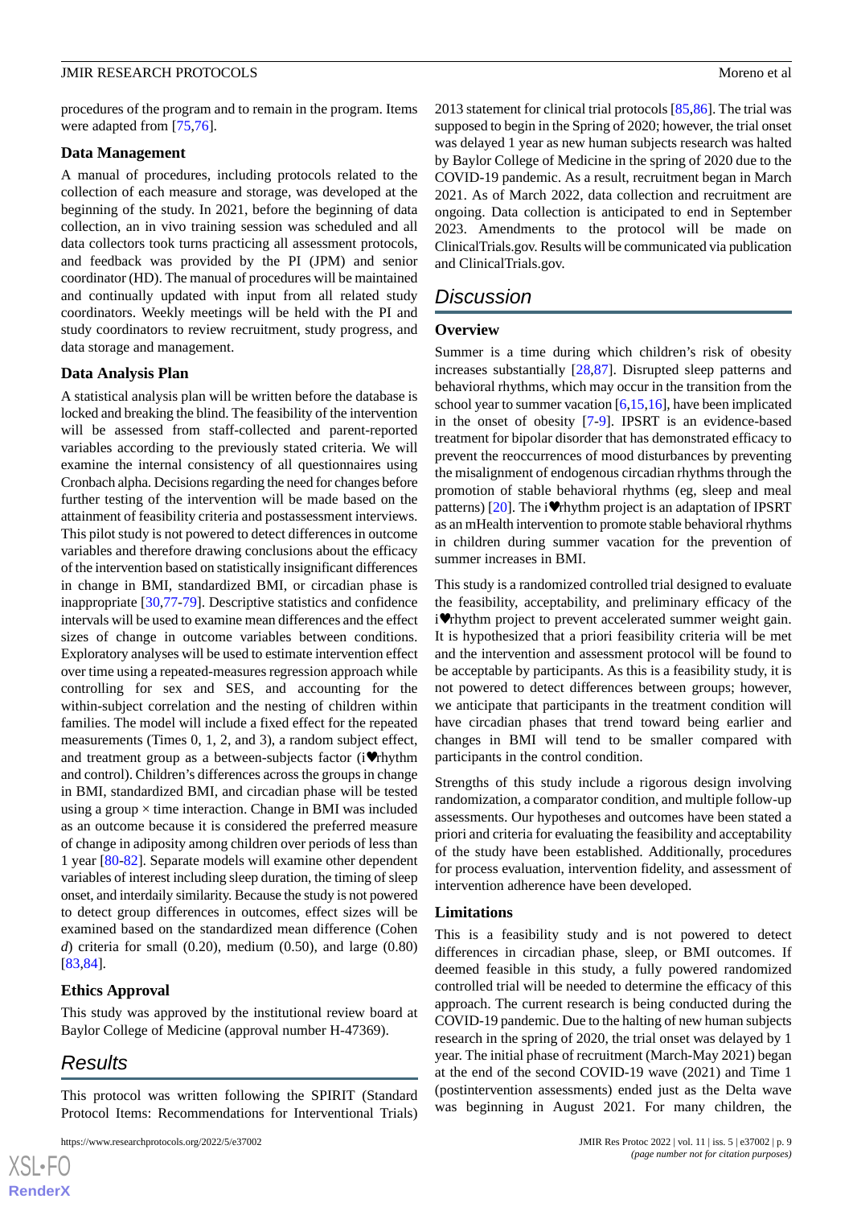procedures of the program and to remain in the program. Items were adapted from [75,76].

### Data Management

A manual of procedures, including protocols related to the collection of each measure and storage, was developed at the beginning of the study. In 2021, before the beginning of data collection, an in vivo training session was scheduled and all data collectors took turns practicing all assessment protocols, and feedback was provided by the PI (JPM) and senior coordinator (HD). The manual of procedures will be maintained and continually updated with input from all related study coordinators. Weekly meetings will be held with the PI and study coordinators to review recruitment, study progress, and data storage and management.

### Data Analysis Plan

A statistical analysis plan will be written before the database is locked and breaking the blind. The feasibility of the intervention will be assessed from staff-collected and parent-reported variables according to the previously stated criteria. We will examine the internal consistency of all questionnaires using Cronbach alpha. Decisions regarding the need for changes before further testing of the intervention will be made based on the attainment of feasibility criteria and postassessment interviews. This pilot study is not powered to detect differences in outcome variables and therefore drawing conclusions about the efficacy of the intervention based on statistically insignificant differences in change in BMI, standardized BMI, or circadian phase is inappropriate [30,77-79]. Descriptive statistics and confidence intervals will be used to examine mean differences and the effect sizes of change in outcome variables between conditions. Exploratory analyses will be used to estimate intervention effect over time using a repeated-measures regression approach while controlling for sex and SES, and accounting for the within-subject correlation and the nesting of children within families. The model will include a fixed effect for the repeated measurements (Times 0, 1, 2, and 3), a random subject effect, and treatment group as a between-subjects factor (i♥rhythm and control). Children's differences across the groups in change in BMI, standardized BMI, and circadian phase will be tested using a group × time interaction. Change in BMI was included as an outcome because it is considered the preferred measure of change in adiposity among children over periods of less than 1 year [80-82]. Separate models will examine other dependent variables of interest including sleep duration, the timing of sleep onset, and interdaily similarity. Because the study is not powered to detect group differences in outcomes, effect sizes will be examined based on the standardized mean difference (Cohen *d*) criteria for small (0.20), medium (0.50), and large (0.80) [83,84].

### Ethics Approval

This study was approved by the institutional review board at Baylor College of Medicine (approval number H-47369).

## Results

This protocol was written following the SPIRIT (Standard Protocol Items: Recommendations for Interventional Trials) 2013 statement for clinical trial protocols [85,86]. The trial was supposed to begin in the Spring of 2020; however, the trial onset was delayed 1 year as new human subjects research was halted by Baylor College of Medicine in the spring of 2020 due to the COVID-19 pandemic. As a result, recruitment began in March 2021. As of March 2022, data collection and recruitment are ongoing. Data collection is anticipated to end in September 2023. Amendments to the protocol will be made on ClinicalTrials.gov. Results will be communicated via publication and ClinicalTrials.gov.

## Discussion

### Overview

Summer is a time during which children's risk of obesity increases substantially [28,87]. Disrupted sleep patterns and behavioral rhythms, which may occur in the transition from the school year to summer vacation [6,15,16], have been implicated in the onset of obesity [7-9]. IPSRT is an evidence-based treatment for bipolar disorder that has demonstrated efficacy to prevent the reoccurrences of mood disturbances by preventing the misalignment of endogenous circadian rhythms through the promotion of stable behavioral rhythms (eg, sleep and meal patterns) [20]. The i♥rhythm project is an adaptation of IPSRT as an mHealth intervention to promote stable behavioral rhythms in children during summer vacation for the prevention of summer increases in BMI.

This study is a randomized controlled trial designed to evaluate the feasibility, acceptability, and preliminary efficacy of the i♥rhythm project to prevent accelerated summer weight gain. It is hypothesized that a priori feasibility criteria will be met and the intervention and assessment protocol will be found to be acceptable by participants. As this is a feasibility study, it is not powered to detect differences between groups; however, we anticipate that participants in the treatment condition will have circadian phases that trend toward being earlier and changes in BMI will tend to be smaller compared with participants in the control condition.

Strengths of this study include a rigorous design involving randomization, a comparator condition, and multiple follow-up assessments. Our hypotheses and outcomes have been stated a priori and criteria for evaluating the feasibility and acceptability of the study have been established. Additionally, procedures for process evaluation, intervention fidelity, and assessment of intervention adherence have been developed.

### Limitations

This is a feasibility study and is not powered to detect differences in circadian phase, sleep, or BMI outcomes. If deemed feasible in this study, a fully powered randomized controlled trial will be needed to determine the efficacy of this approach. The current research is being conducted during the COVID-19 pandemic. Due to the halting of new human subjects research in the spring of 2020, the trial onset was delayed by 1 year. The initial phase of recruitment (March-May 2021) began at the end of the second COVID-19 wave (2021) and Time 1 (postintervention assessments) ended just as the Delta wave was beginning in August 2021. For many children, the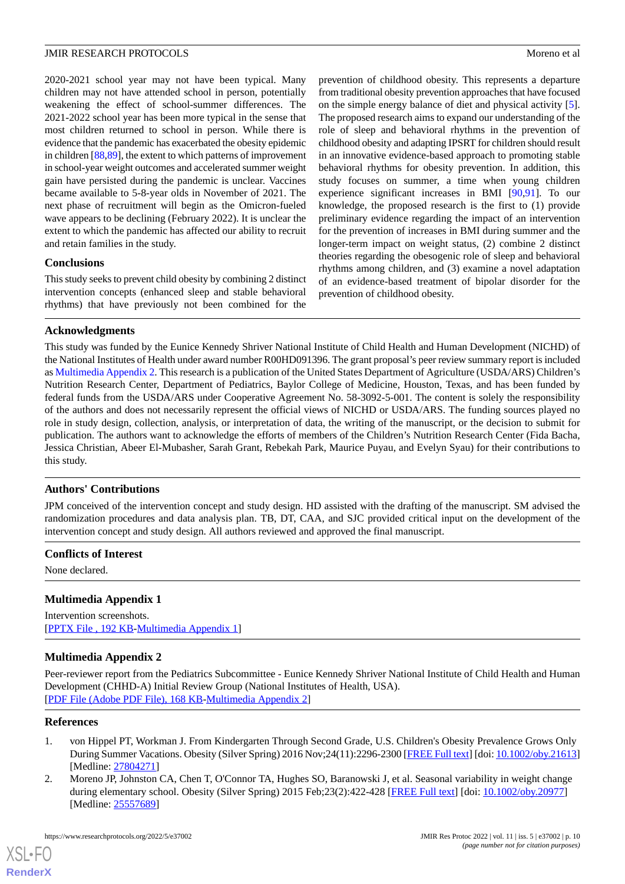2020-2021 school year may not have been typical. Many children may not have attended school in person, potentially weakening the effect of school-summer differences. The 2021-2022 school year has been more typical in the sense that most children returned to school in person. While there is evidence that the pandemic has exacerbated the obesity epidemic in children [88,89], the extent to which patterns of improvement in school-year weight outcomes and accelerated summer weight gain have persisted during the pandemic is unclear. Vaccines became available to 5-8-year olds in November of 2021. The next phase of recruitment will begin as the Omicron-fueled wave appears to be declining (February 2022). It is unclear the extent to which the pandemic has affected our ability to recruit and retain families in the study.

### Conclusions

This study seeks to prevent child obesity by combining 2 distinct intervention concepts (enhanced sleep and stable behavioral rhythms) that have previously not been combined for the prevention of childhood obesity. This represents a departure from traditional obesity prevention approaches that have focused on the simple energy balance of diet and physical activity [5]. The proposed research aims to expand our understanding of the role of sleep and behavioral rhythms in the prevention of childhood obesity and adapting IPSRT for children should result in an innovative evidence-based approach to promoting stable behavioral rhythms for obesity prevention. In addition, this study focuses on summer, a time when young children experience significant increases in BMI [90,91]. To our knowledge, the proposed research is the first to (1) provide preliminary evidence regarding the impact of an intervention for the prevention of increases in BMI during summer and the longer-term impact on weight status, (2) combine 2 distinct theories regarding the obesogenic role of sleep and behavioral rhythms among children, and (3) examine a novel adaptation of an evidence-based treatment of bipolar disorder for the prevention of childhood obesity.

## Acknowledgments

This study was funded by the Eunice Kennedy Shriver National Institute of Child Health and Human Development (NICHD) of the National Institutes of Health under award number R00HD091396. The grant proposal's peer review summary report is included as Multimedia Appendix 2. This research is a publication of the United States Department of Agriculture (USDA/ARS) Children's Nutrition Research Center, Department of Pediatrics, Baylor College of Medicine, Houston, Texas, and has been funded by federal funds from the USDA/ARS under Cooperative Agreement No. 58-3092-5-001. The content is solely the responsibility of the authors and does not necessarily represent the official views of NICHD or USDA/ARS. The funding sources played no role in study design, collection, analysis, or interpretation of data, the writing of the manuscript, or the decision to submit for publication. The authors want to acknowledge the efforts of members of the Children's Nutrition Research Center (Fida Bacha, Jessica Christian, Abeer El-Mubasher, Sarah Grant, Rebekah Park, Maurice Puyau, and Evelyn Syau) for their contributions to this study.

## Authors' Contributions

JPM conceived of the intervention concept and study design. HD assisted with the drafting of the manuscript. SM advised the randomization procedures and data analysis plan. TB, DT, CAA, and SJC provided critical input on the development of the intervention concept and study design. All authors reviewed and approved the final manuscript.

## Conflicts of Interest

None declared.

## Multimedia Appendix 1

Intervention screenshots.
[PPTX File , 192 KB-Multimedia Appendix 1]

## Multimedia Appendix 2

Peer-reviewer report from the Pediatrics Subcommittee - Eunice Kennedy Shriver National Institute of Child Health and Human Development (CHHD-A) Initial Review Group (National Institutes of Health, USA).
[PDF File (Adobe PDF File), 168 KB-Multimedia Appendix 2]

## References

1. von Hippel PT, Workman J. From Kindergarten Through Second Grade, U.S. Children's Obesity Prevalence Grows Only During Summer Vacations. Obesity (Silver Spring) 2016 Nov;24(11):2296-2300 [FREE Full text] [doi: 10.1002/oby.21613] [Medline: 27804271]
2. Moreno JP, Johnston CA, Chen T, O'Connor TA, Hughes SO, Baranowski J, et al. Seasonal variability in weight change during elementary school. Obesity (Silver Spring) 2015 Feb;23(2):422-428 [FREE Full text] [doi: 10.1002/oby.20977] [Medline: 25557689]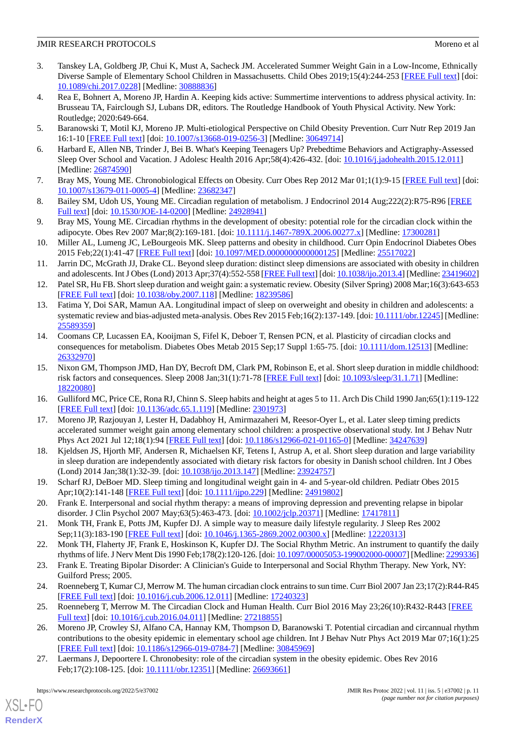3. Tanskey LA, Goldberg JP, Chui K, Must A, Sacheck JM. Accelerated Summer Weight Gain in a Low-Income, Ethnically Diverse Sample of Elementary School Children in Massachusetts. Child Obes 2019;15(4):244-253 [FREE Full text] [doi: 10.1089/chi.2017.0228] [Medline: 30888836]
4. Rea E, Bohnert A, Moreno JP, Hardin A. Keeping kids active: Summertime interventions to address physical activity. In: Brusseau TA, Fairclough SJ, Lubans DR, editors. The Routledge Handbook of Youth Physical Activity. New York: Routledge; 2020:649-664.
5. Baranowski T, Motil KJ, Moreno JP. Multi-etiological Perspective on Child Obesity Prevention. Curr Nutr Rep 2019 Jan 16:1-10 [FREE Full text] [doi: 10.1007/s13668-019-0256-3] [Medline: 30649714]
6. Harbard E, Allen NB, Trinder J, Bei B. What's Keeping Teenagers Up? Prebedtime Behaviors and Actigraphy-Assessed Sleep Over School and Vacation. J Adolesc Health 2016 Apr;58(4):426-432. [doi: 10.1016/j.jadohealth.2015.12.011] [Medline: 26874590]
7. Bray MS, Young ME. Chronobiological Effects on Obesity. Curr Obes Rep 2012 Mar 01;1(1):9-15 [FREE Full text] [doi: 10.1007/s13679-011-0005-4] [Medline: 23682347]
8. Bailey SM, Udoh US, Young ME. Circadian regulation of metabolism. J Endocrinol 2014 Aug;222(2):R75-R96 [FREE Full text] [doi: 10.1530/JOE-14-0200] [Medline: 24928941]
9. Bray MS, Young ME. Circadian rhythms in the development of obesity: potential role for the circadian clock within the adipocyte. Obes Rev 2007 Mar;8(2):169-181. [doi: 10.1111/j.1467-789X.2006.00277.x] [Medline: 17300281]
10. Miller AL, Lumeng JC, LeBourgeois MK. Sleep patterns and obesity in childhood. Curr Opin Endocrinol Diabetes Obes 2015 Feb;22(1):41-47 [FREE Full text] [doi: 10.1097/MED.0000000000000125] [Medline: 25517022]
11. Jarrin DC, McGrath JJ, Drake CL. Beyond sleep duration: distinct sleep dimensions are associated with obesity in children and adolescents. Int J Obes (Lond) 2013 Apr;37(4):552-558 [FREE Full text] [doi: 10.1038/ijo.2013.4] [Medline: 23419602]
12. Patel SR, Hu FB. Short sleep duration and weight gain: a systematic review. Obesity (Silver Spring) 2008 Mar;16(3):643-653 [FREE Full text] [doi: 10.1038/oby.2007.118] [Medline: 18239586]
13. Fatima Y, Doi SAR, Mamun AA. Longitudinal impact of sleep on overweight and obesity in children and adolescents: a systematic review and bias-adjusted meta-analysis. Obes Rev 2015 Feb;16(2):137-149. [doi: 10.1111/obr.12245] [Medline: 25589359]
14. Coomans CP, Lucassen EA, Kooijman S, Fifel K, Deboer T, Rensen PCN, et al. Plasticity of circadian clocks and consequences for metabolism. Diabetes Obes Metab 2015 Sep;17 Suppl 1:65-75. [doi: 10.1111/dom.12513] [Medline: 26332970]
15. Nixon GM, Thompson JMD, Han DY, Becroft DM, Clark PM, Robinson E, et al. Short sleep duration in middle childhood: risk factors and consequences. Sleep 2008 Jan;31(1):71-78 [FREE Full text] [doi: 10.1093/sleep/31.1.71] [Medline: 18220080]
16. Gulliford MC, Price CE, Rona RJ, Chinn S. Sleep habits and height at ages 5 to 11. Arch Dis Child 1990 Jan;65(1):119-122 [FREE Full text] [doi: 10.1136/adc.65.1.119] [Medline: 2301973]
17. Moreno JP, Razjouyan J, Lester H, Dadabhoy H, Amirmazaheri M, Reesor-Oyer L, et al. Later sleep timing predicts accelerated summer weight gain among elementary school children: a prospective observational study. Int J Behav Nutr Phys Act 2021 Jul 12;18(1):94 [FREE Full text] [doi: 10.1186/s12966-021-01165-0] [Medline: 34247639]
18. Kjeldsen JS, Hjorth MF, Andersen R, Michaelsen KF, Tetens I, Astrup A, et al. Short sleep duration and large variability in sleep duration are independently associated with dietary risk factors for obesity in Danish school children. Int J Obes (Lond) 2014 Jan;38(1):32-39. [doi: 10.1038/ijo.2013.147] [Medline: 23924757]
19. Scharf RJ, DeBoer MD. Sleep timing and longitudinal weight gain in 4- and 5-year-old children. Pediatr Obes 2015 Apr;10(2):141-148 [FREE Full text] [doi: 10.1111/ijpo.229] [Medline: 24919802]
20. Frank E. Interpersonal and social rhythm therapy: a means of improving depression and preventing relapse in bipolar disorder. J Clin Psychol 2007 May;63(5):463-473. [doi: 10.1002/jclp.20371] [Medline: 17417811]
21. Monk TH, Frank E, Potts JM, Kupfer DJ. A simple way to measure daily lifestyle regularity. J Sleep Res 2002 Sep;11(3):183-190 [FREE Full text] [doi: 10.1046/j.1365-2869.2002.00300.x] [Medline: 12220313]
22. Monk TH, Flaherty JF, Frank E, Hoskinson K, Kupfer DJ. The Social Rhythm Metric. An instrument to quantify the daily rhythms of life. J Nerv Ment Dis 1990 Feb;178(2):120-126. [doi: 10.1097/00005053-199002000-00007] [Medline: 2299336]
23. Frank E. Treating Bipolar Disorder: A Clinician's Guide to Interpersonal and Social Rhythm Therapy. New York, NY: Guilford Press; 2005.
24. Roenneberg T, Kumar CJ, Merrow M. The human circadian clock entrains to sun time. Curr Biol 2007 Jan 23;17(2):R44-R45 [FREE Full text] [doi: 10.1016/j.cub.2006.12.011] [Medline: 17240323]
25. Roenneberg T, Merrow M. The Circadian Clock and Human Health. Curr Biol 2016 May 23;26(10):R432-R443 [FREE Full text] [doi: 10.1016/j.cub.2016.04.011] [Medline: 27218855]
26. Moreno JP, Crowley SJ, Alfano CA, Hannay KM, Thompson D, Baranowski T. Potential circadian and circannual rhythm contributions to the obesity epidemic in elementary school age children. Int J Behav Nutr Phys Act 2019 Mar 07;16(1):25 [FREE Full text] [doi: 10.1186/s12966-019-0784-7] [Medline: 30845969]
27. Laermans J, Depoortere I. Chronobesity: role of the circadian system in the obesity epidemic. Obes Rev 2016 Feb;17(2):108-125. [doi: 10.1111/obr.12351] [Medline: 26693661]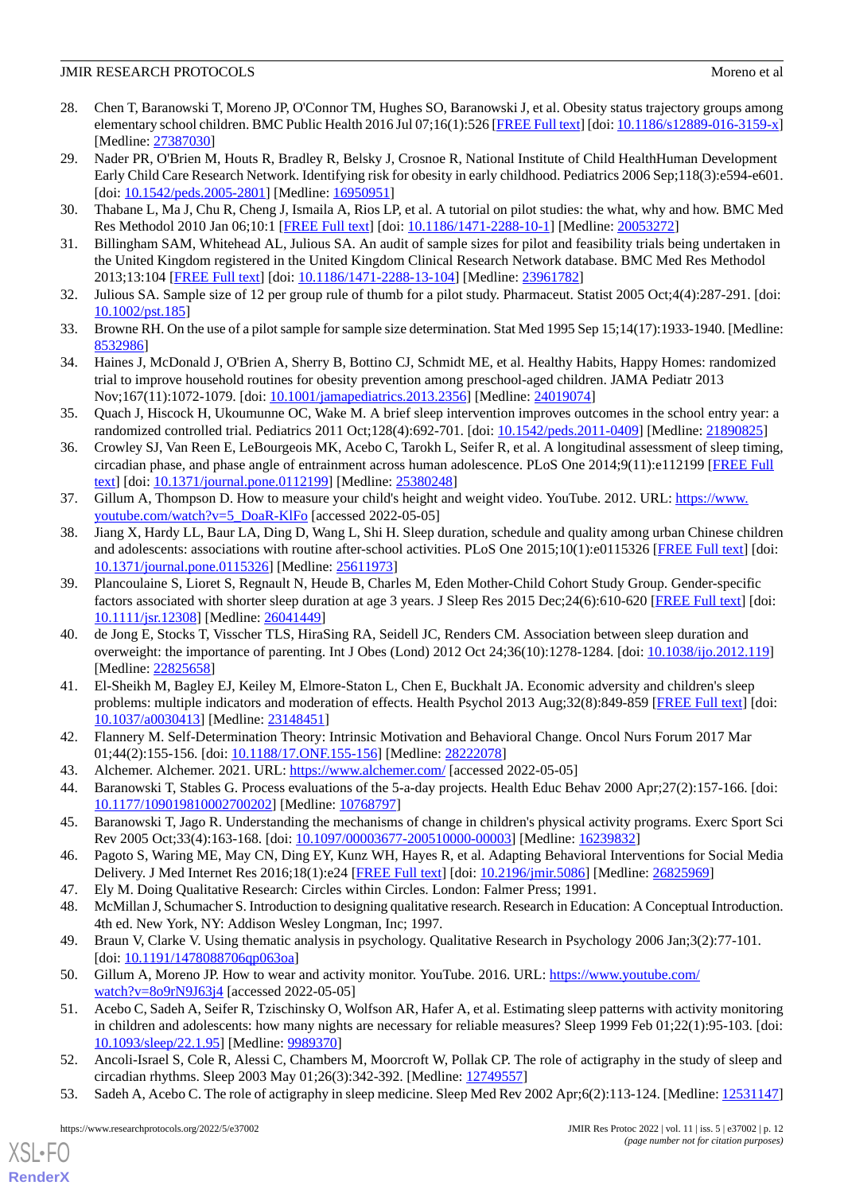28. Chen T, Baranowski T, Moreno JP, O'Connor TM, Hughes SO, Baranowski J, et al. Obesity status trajectory groups among elementary school children. BMC Public Health 2016 Jul 07;16(1):526 [FREE Full text] [doi: 10.1186/s12889-016-3159-x] [Medline: 27387030]
29. Nader PR, O'Brien M, Houts R, Bradley R, Belsky J, Crosnoe R, National Institute of Child HealthHuman Development Early Child Care Research Network. Identifying risk for obesity in early childhood. Pediatrics 2006 Sep;118(3):e594-e601. [doi: 10.1542/peds.2005-2801] [Medline: 16950951]
30. Thabane L, Ma J, Chu R, Cheng J, Ismaila A, Rios LP, et al. A tutorial on pilot studies: the what, why and how. BMC Med Res Methodol 2010 Jan 06;10:1 [FREE Full text] [doi: 10.1186/1471-2288-10-1] [Medline: 20053272]
31. Billingham SAM, Whitehead AL, Julious SA. An audit of sample sizes for pilot and feasibility trials being undertaken in the United Kingdom registered in the United Kingdom Clinical Research Network database. BMC Med Res Methodol 2013;13:104 [FREE Full text] [doi: 10.1186/1471-2288-13-104] [Medline: 23961782]
32. Julious SA. Sample size of 12 per group rule of thumb for a pilot study. Pharmaceut. Statist 2005 Oct;4(4):287-291. [doi: 10.1002/pst.185]
33. Browne RH. On the use of a pilot sample for sample size determination. Stat Med 1995 Sep 15;14(17):1933-1940. [Medline: 8532986]
34. Haines J, McDonald J, O'Brien A, Sherry B, Bottino CJ, Schmidt ME, et al. Healthy Habits, Happy Homes: randomized trial to improve household routines for obesity prevention among preschool-aged children. JAMA Pediatr 2013 Nov;167(11):1072-1079. [doi: 10.1001/jamapediatrics.2013.2356] [Medline: 24019074]
35. Quach J, Hiscock H, Ukoumunne OC, Wake M. A brief sleep intervention improves outcomes in the school entry year: a randomized controlled trial. Pediatrics 2011 Oct;128(4):692-701. [doi: 10.1542/peds.2011-0409] [Medline: 21890825]
36. Crowley SJ, Van Reen E, LeBourgeois MK, Acebo C, Tarokh L, Seifer R, et al. A longitudinal assessment of sleep timing, circadian phase, and phase angle of entrainment across human adolescence. PLoS One 2014;9(11):e112199 [FREE Full text] [doi: 10.1371/journal.pone.0112199] [Medline: 25380248]
37. Gillum A, Thompson D. How to measure your child's height and weight video. YouTube. 2012. URL: https://www.youtube.com/watch?v=5_DoaR-KlFo [accessed 2022-05-05]
38. Jiang X, Hardy LL, Baur LA, Ding D, Wang L, Shi H. Sleep duration, schedule and quality among urban Chinese children and adolescents: associations with routine after-school activities. PLoS One 2015;10(1):e0115326 [FREE Full text] [doi: 10.1371/journal.pone.0115326] [Medline: 25611973]
39. Plancoulaine S, Lioret S, Regnault N, Heude B, Charles M, Eden Mother-Child Cohort Study Group. Gender-specific factors associated with shorter sleep duration at age 3 years. J Sleep Res 2015 Dec;24(6):610-620 [FREE Full text] [doi: 10.1111/jsr.12308] [Medline: 26041449]
40. de Jong E, Stocks T, Visscher TLS, HiraSing RA, Seidell JC, Renders CM. Association between sleep duration and overweight: the importance of parenting. Int J Obes (Lond) 2012 Oct 24;36(10):1278-1284. [doi: 10.1038/ijo.2012.119] [Medline: 22825658]
41. El-Sheikh M, Bagley EJ, Keiley M, Elmore-Staton L, Chen E, Buckhalt JA. Economic adversity and children's sleep problems: multiple indicators and moderation of effects. Health Psychol 2013 Aug;32(8):849-859 [FREE Full text] [doi: 10.1037/a0030413] [Medline: 23148451]
42. Flannery M. Self-Determination Theory: Intrinsic Motivation and Behavioral Change. Oncol Nurs Forum 2017 Mar 01;44(2):155-156. [doi: 10.1188/17.ONF.155-156] [Medline: 28222078]
43. Alchemer. Alchemer. 2021. URL: https://www.alchemer.com/ [accessed 2022-05-05]
44. Baranowski T, Stables G. Process evaluations of the 5-a-day projects. Health Educ Behav 2000 Apr;27(2):157-166. [doi: 10.1177/109019810002700202] [Medline: 10768797]
45. Baranowski T, Jago R. Understanding the mechanisms of change in children's physical activity programs. Exerc Sport Sci Rev 2005 Oct;33(4):163-168. [doi: 10.1097/00003677-200510000-00003] [Medline: 16239832]
46. Pagoto S, Waring ME, May CN, Ding EY, Kunz WH, Hayes R, et al. Adapting Behavioral Interventions for Social Media Delivery. J Med Internet Res 2016;18(1):e24 [FREE Full text] [doi: 10.2196/jmir.5086] [Medline: 26825969]
47. Ely M. Doing Qualitative Research: Circles within Circles. London: Falmer Press; 1991.
48. McMillan J, Schumacher S. Introduction to designing qualitative research. Research in Education: A Conceptual Introduction. 4th ed. New York, NY: Addison Wesley Longman, Inc; 1997.
49. Braun V, Clarke V. Using thematic analysis in psychology. Qualitative Research in Psychology 2006 Jan;3(2):77-101. [doi: 10.1191/1478088706qp063oa]
50. Gillum A, Moreno JP. How to wear and activity monitor. YouTube. 2016. URL: https://www.youtube.com/watch?v=8o9rN9J63j4 [accessed 2022-05-05]
51. Acebo C, Sadeh A, Seifer R, Tzischinsky O, Wolfson AR, Hafer A, et al. Estimating sleep patterns with activity monitoring in children and adolescents: how many nights are necessary for reliable measures? Sleep 1999 Feb 01;22(1):95-103. [doi: 10.1093/sleep/22.1.95] [Medline: 9989370]
52. Ancoli-Israel S, Cole R, Alessi C, Chambers M, Moorcroft W, Pollak CP. The role of actigraphy in the study of sleep and circadian rhythms. Sleep 2003 May 01;26(3):342-392. [Medline: 12749557]
53. Sadeh A, Acebo C. The role of actigraphy in sleep medicine. Sleep Med Rev 2002 Apr;6(2):113-124. [Medline: 12531147]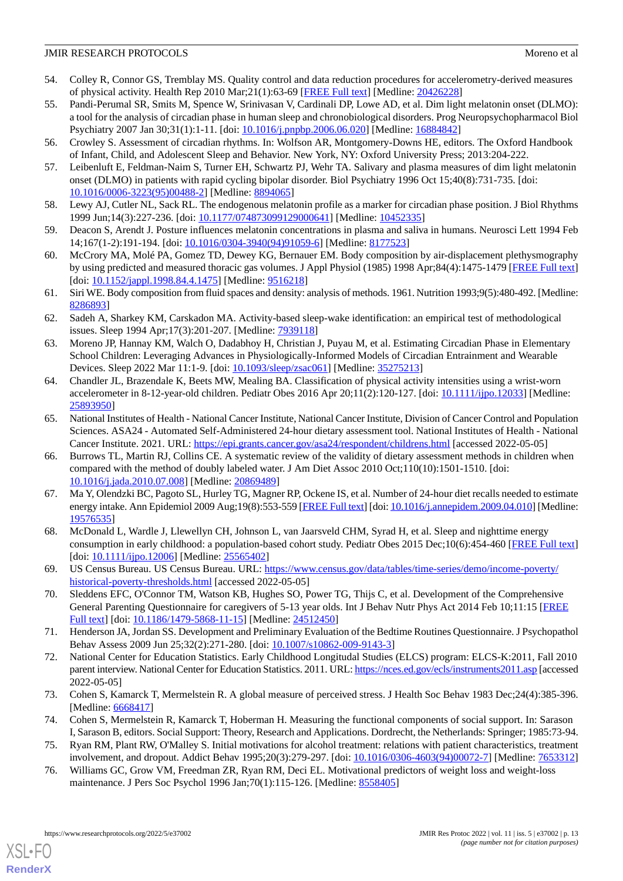54. Colley R, Connor GS, Tremblay MS. Quality control and data reduction procedures for accelerometry-derived measures of physical activity. Health Rep 2010 Mar;21(1):63-69 [FREE Full text] [Medline: 20426228]
55. Pandi-Perumal SR, Smits M, Spence W, Srinivasan V, Cardinali DP, Lowe AD, et al. Dim light melatonin onset (DLMO): a tool for the analysis of circadian phase in human sleep and chronobiological disorders. Prog Neuropsychopharmacol Biol Psychiatry 2007 Jan 30;31(1):1-11. [doi: 10.1016/j.pnpbp.2006.06.020] [Medline: 16884842]
56. Crowley S. Assessment of circadian rhythms. In: Wolfson AR, Montgomery-Downs HE, editors. The Oxford Handbook of Infant, Child, and Adolescent Sleep and Behavior. New York, NY: Oxford University Press; 2013:204-222.
57. Leibenluft E, Feldman-Naim S, Turner EH, Schwartz PJ, Wehr TA. Salivary and plasma measures of dim light melatonin onset (DLMO) in patients with rapid cycling bipolar disorder. Biol Psychiatry 1996 Oct 15;40(8):731-735. [doi: 10.1016/0006-3223(95)00488-2] [Medline: 8894065]
58. Lewy AJ, Cutler NL, Sack RL. The endogenous melatonin profile as a marker for circadian phase position. J Biol Rhythms 1999 Jun;14(3):227-236. [doi: 10.1177/074873099129000641] [Medline: 10452335]
59. Deacon S, Arendt J. Posture influences melatonin concentrations in plasma and saliva in humans. Neurosci Lett 1994 Feb 14;167(1-2):191-194. [doi: 10.1016/0304-3940(94)91059-6] [Medline: 8177523]
60. McCrory MA, Molé PA, Gomez TD, Dewey KG, Bernauer EM. Body composition by air-displacement plethysmography by using predicted and measured thoracic gas volumes. J Appl Physiol (1985) 1998 Apr;84(4):1475-1479 [FREE Full text] [doi: 10.1152/jappl.1998.84.4.1475] [Medline: 9516218]
61. Siri WE. Body composition from fluid spaces and density: analysis of methods. 1961. Nutrition 1993;9(5):480-492. [Medline: 8286893]
62. Sadeh A, Sharkey KM, Carskadon MA. Activity-based sleep-wake identification: an empirical test of methodological issues. Sleep 1994 Apr;17(3):201-207. [Medline: 7939118]
63. Moreno JP, Hannay KM, Walch O, Dadabhoy H, Christian J, Puyau M, et al. Estimating Circadian Phase in Elementary School Children: Leveraging Advances in Physiologically-Informed Models of Circadian Entrainment and Wearable Devices. Sleep 2022 Mar 11:1-9. [doi: 10.1093/sleep/zsac061] [Medline: 35275213]
64. Chandler JL, Brazendale K, Beets MW, Mealing BA. Classification of physical activity intensities using a wrist-worn accelerometer in 8-12-year-old children. Pediatr Obes 2016 Apr 20;11(2):120-127. [doi: 10.1111/ijpo.12033] [Medline: 25893950]
65. National Institutes of Health - National Cancer Institute, National Cancer Institute, Division of Cancer Control and Population Sciences. ASA24 - Automated Self-Administered 24-hour dietary assessment tool. National Institutes of Health - National Cancer Institute. 2021. URL: https://epi.grants.cancer.gov/asa24/respondent/childrens.html [accessed 2022-05-05]
66. Burrows TL, Martin RJ, Collins CE. A systematic review of the validity of dietary assessment methods in children when compared with the method of doubly labeled water. J Am Diet Assoc 2010 Oct;110(10):1501-1510. [doi: 10.1016/j.jada.2010.07.008] [Medline: 20869489]
67. Ma Y, Olendzki BC, Pagoto SL, Hurley TG, Magner RP, Ockene IS, et al. Number of 24-hour diet recalls needed to estimate energy intake. Ann Epidemiol 2009 Aug;19(8):553-559 [FREE Full text] [doi: 10.1016/j.annepidem.2009.04.010] [Medline: 19576535]
68. McDonald L, Wardle J, Llewellyn CH, Johnson L, van Jaarsveld CHM, Syrad H, et al. Sleep and nighttime energy consumption in early childhood: a population-based cohort study. Pediatr Obes 2015 Dec;10(6):454-460 [FREE Full text] [doi: 10.1111/ijpo.12006] [Medline: 25565402]
69. US Census Bureau. US Census Bureau. URL: https://www.census.gov/data/tables/time-series/demo/income-poverty/historical-poverty-thresholds.html [accessed 2022-05-05]
70. Sleddens EFC, O'Connor TM, Watson KB, Hughes SO, Power TG, Thijs C, et al. Development of the Comprehensive General Parenting Questionnaire for caregivers of 5-13 year olds. Int J Behav Nutr Phys Act 2014 Feb 10;11:15 [FREE Full text] [doi: 10.1186/1479-5868-11-15] [Medline: 24512450]
71. Henderson JA, Jordan SS. Development and Preliminary Evaluation of the Bedtime Routines Questionnaire. J Psychopathol Behav Assess 2009 Jun 25;32(2):271-280. [doi: 10.1007/s10862-009-9143-3]
72. National Center for Education Statistics. Early Childhood Longitudinal Studies (ELCS) program: ELCS-K:2011, Fall 2010 parent interview. National Center for Education Statistics. 2011. URL: https://nces.ed.gov/ecls/instruments2011.asp [accessed 2022-05-05]
73. Cohen S, Kamarck T, Mermelstein R. A global measure of perceived stress. J Health Soc Behav 1983 Dec;24(4):385-396. [Medline: 6668417]
74. Cohen S, Mermelstein R, Kamarck T, Hoberman H. Measuring the functional components of social support. In: Sarason I, Sarason B, editors. Social Support: Theory, Research and Applications. Dordrecht, the Netherlands: Springer; 1985:73-94.
75. Ryan RM, Plant RW, O'Malley S. Initial motivations for alcohol treatment: relations with patient characteristics, treatment involvement, and dropout. Addict Behav 1995;20(3):279-297. [doi: 10.1016/0306-4603(94)00072-7] [Medline: 7653312]
76. Williams GC, Grow VM, Freedman ZR, Ryan RM, Deci EL. Motivational predictors of weight loss and weight-loss maintenance. J Pers Soc Psychol 1996 Jan;70(1):115-126. [Medline: 8558405]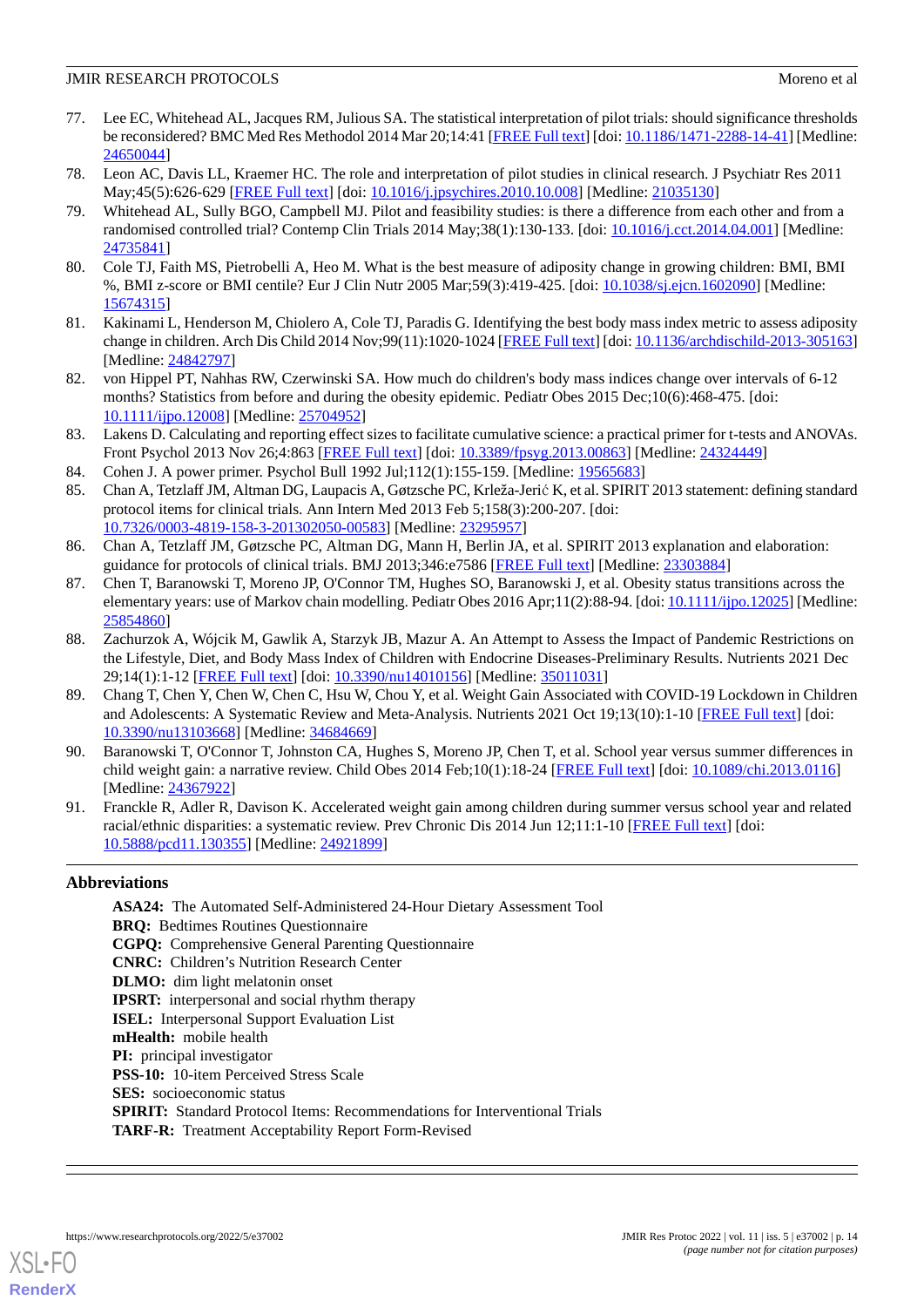77. Lee EC, Whitehead AL, Jacques RM, Julious SA. The statistical interpretation of pilot trials: should significance thresholds be reconsidered? BMC Med Res Methodol 2014 Mar 20;14:41 [FREE Full text] [doi: 10.1186/1471-2288-14-41] [Medline: 24650044]
78. Leon AC, Davis LL, Kraemer HC. The role and interpretation of pilot studies in clinical research. J Psychiatr Res 2011 May;45(5):626-629 [FREE Full text] [doi: 10.1016/j.jpsychires.2010.10.008] [Medline: 21035130]
79. Whitehead AL, Sully BGO, Campbell MJ. Pilot and feasibility studies: is there a difference from each other and from a randomised controlled trial? Contemp Clin Trials 2014 May;38(1):130-133. [doi: 10.1016/j.cct.2014.04.001] [Medline: 24735841]
80. Cole TJ, Faith MS, Pietrobelli A, Heo M. What is the best measure of adiposity change in growing children: BMI, BMI %, BMI z-score or BMI centile? Eur J Clin Nutr 2005 Mar;59(3):419-425. [doi: 10.1038/sj.ejcn.1602090] [Medline: 15674315]
81. Kakinami L, Henderson M, Chiolero A, Cole TJ, Paradis G. Identifying the best body mass index metric to assess adiposity change in children. Arch Dis Child 2014 Nov;99(11):1020-1024 [FREE Full text] [doi: 10.1136/archdischild-2013-305163] [Medline: 24842797]
82. von Hippel PT, Nahhas RW, Czerwinski SA. How much do children's body mass indices change over intervals of 6-12 months? Statistics from before and during the obesity epidemic. Pediatr Obes 2015 Dec;10(6):468-475. [doi: 10.1111/ijpo.12008] [Medline: 25704952]
83. Lakens D. Calculating and reporting effect sizes to facilitate cumulative science: a practical primer for t-tests and ANOVAs. Front Psychol 2013 Nov 26;4:863 [FREE Full text] [doi: 10.3389/fpsyg.2013.00863] [Medline: 24324449]
84. Cohen J. A power primer. Psychol Bull 1992 Jul;112(1):155-159. [Medline: 19565683]
85. Chan A, Tetzlaff JM, Altman DG, Laupacis A, Gøtzsche PC, Krleža-Jerić K, et al. SPIRIT 2013 statement: defining standard protocol items for clinical trials. Ann Intern Med 2013 Feb 5;158(3):200-207. [doi: 10.7326/0003-4819-158-3-201302050-00583] [Medline: 23295957]
86. Chan A, Tetzlaff JM, Gøtzsche PC, Altman DG, Mann H, Berlin JA, et al. SPIRIT 2013 explanation and elaboration: guidance for protocols of clinical trials. BMJ 2013;346:e7586 [FREE Full text] [Medline: 23303884]
87. Chen T, Baranowski T, Moreno JP, O'Connor TM, Hughes SO, Baranowski J, et al. Obesity status transitions across the elementary years: use of Markov chain modelling. Pediatr Obes 2016 Apr;11(2):88-94. [doi: 10.1111/ijpo.12025] [Medline: 25854860]
88. Zachurzok A, Wójcik M, Gawlik A, Starzyk JB, Mazur A. An Attempt to Assess the Impact of Pandemic Restrictions on the Lifestyle, Diet, and Body Mass Index of Children with Endocrine Diseases-Preliminary Results. Nutrients 2021 Dec 29;14(1):1-12 [FREE Full text] [doi: 10.3390/nu14010156] [Medline: 35011031]
89. Chang T, Chen Y, Chen W, Chen C, Hsu W, Chou Y, et al. Weight Gain Associated with COVID-19 Lockdown in Children and Adolescents: A Systematic Review and Meta-Analysis. Nutrients 2021 Oct 19;13(10):1-10 [FREE Full text] [doi: 10.3390/nu13103668] [Medline: 34684669]
90. Baranowski T, O'Connor T, Johnston CA, Hughes S, Moreno JP, Chen T, et al. School year versus summer differences in child weight gain: a narrative review. Child Obes 2014 Feb;10(1):18-24 [FREE Full text] [doi: 10.1089/chi.2013.0116] [Medline: 24367922]
91. Franckle R, Adler R, Davison K. Accelerated weight gain among children during summer versus school year and related racial/ethnic disparities: a systematic review. Prev Chronic Dis 2014 Jun 12;11:1-10 [FREE Full text] [doi: 10.5888/pcd11.130355] [Medline: 24921899]

## Abbreviations

**ASA24:** The Automated Self-Administered 24-Hour Dietary Assessment Tool
**BRQ:** Bedtimes Routines Questionnaire
**CGPQ:** Comprehensive General Parenting Questionnaire
**CNRC:** Children's Nutrition Research Center
**DLMO:** dim light melatonin onset
**IPSRT:** interpersonal and social rhythm therapy
**ISEL:** Interpersonal Support Evaluation List
**mHealth:** mobile health
**PI:** principal investigator
**PSS-10:** 10-item Perceived Stress Scale
**SES:** socioeconomic status
**SPIRIT:** Standard Protocol Items: Recommendations for Interventional Trials
**TARF-R:** Treatment Acceptability Report Form-Revised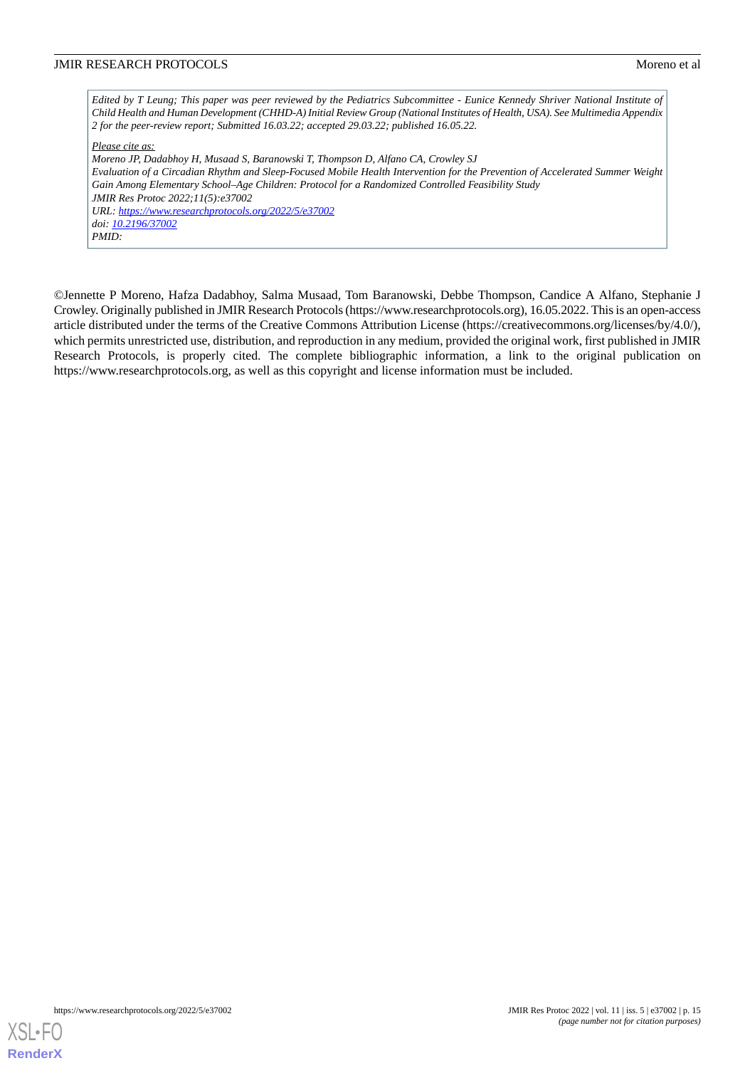*Edited by T Leung; This paper was peer reviewed by the Pediatrics Subcommittee - Eunice Kennedy Shriver National Institute of Child Health and Human Development (CHHD-A) Initial Review Group (National Institutes of Health, USA). See Multimedia Appendix 2 for the peer-review report; Submitted 16.03.22; accepted 29.03.22; published 16.05.22.*

*Please cite as:*
*Moreno JP, Dadabhoy H, Musaad S, Baranowski T, Thompson D, Alfano CA, Crowley SJ*
*Evaluation of a Circadian Rhythm and Sleep-Focused Mobile Health Intervention for the Prevention of Accelerated Summer Weight Gain Among Elementary School–Age Children: Protocol for a Randomized Controlled Feasibility Study*
*JMIR Res Protoc 2022;11(5):e37002*
*URL: https://www.researchprotocols.org/2022/5/e37002*
*doi: 10.2196/37002*
*PMID:*

©Jennette P Moreno, Hafza Dadabhoy, Salma Musaad, Tom Baranowski, Debbe Thompson, Candice A Alfano, Stephanie J Crowley. Originally published in JMIR Research Protocols (https://www.researchprotocols.org), 16.05.2022. This is an open-access article distributed under the terms of the Creative Commons Attribution License (https://creativecommons.org/licenses/by/4.0/), which permits unrestricted use, distribution, and reproduction in any medium, provided the original work, first published in JMIR Research Protocols, is properly cited. The complete bibliographic information, a link to the original publication on https://www.researchprotocols.org, as well as this copyright and license information must be included.